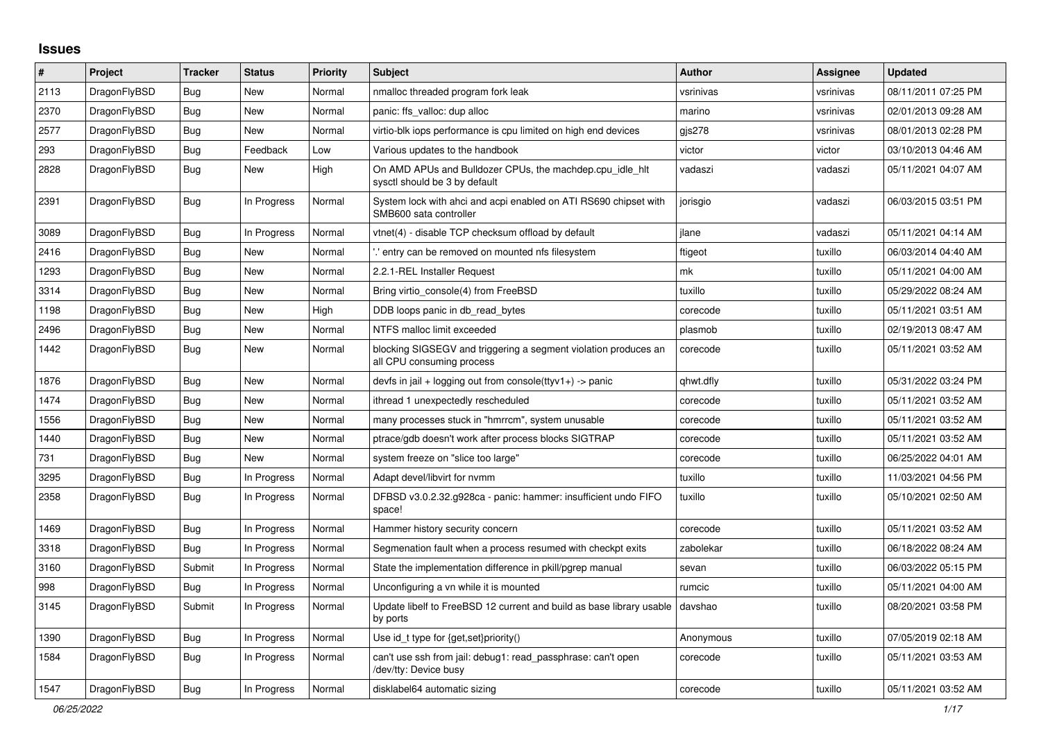# Issues

| # | Project | Tracker | Status | Priority | Subject | Author | Assignee | Updated |
|---|---|---|---|---|---|---|---|---|
| 2113 | DragonFlyBSD | Bug | New | Normal | nmalloc threaded program fork leak | vsrinivas | vsrinivas | 08/11/2011 07:25 PM |
| 2370 | DragonFlyBSD | Bug | New | Normal | panic: ffs_valloc: dup alloc | marino | vsrinivas | 02/01/2013 09:28 AM |
| 2577 | DragonFlyBSD | Bug | New | Normal | virtio-blk iops performance is cpu limited on high end devices | gjs278 | vsrinivas | 08/01/2013 02:28 PM |
| 293 | DragonFlyBSD | Bug | Feedback | Low | Various updates to the handbook | victor | victor | 03/10/2013 04:46 AM |
| 2828 | DragonFlyBSD | Bug | New | High | On AMD APUs and Bulldozer CPUs, the machdep.cpu_idle_hlt sysctl should be 3 by default | vadaszi | vadaszi | 05/11/2021 04:07 AM |
| 2391 | DragonFlyBSD | Bug | In Progress | Normal | System lock with ahci and acpi enabled on ATI RS690 chipset with SMB600 sata controller | jorisgio | vadaszi | 06/03/2015 03:51 PM |
| 3089 | DragonFlyBSD | Bug | In Progress | Normal | vtnet(4) - disable TCP checksum offload by default | jlane | vadaszi | 05/11/2021 04:14 AM |
| 2416 | DragonFlyBSD | Bug | New | Normal | '.' entry can be removed on mounted nfs filesystem | ftigeot | tuxillo | 06/03/2014 04:40 AM |
| 1293 | DragonFlyBSD | Bug | New | Normal | 2.2.1-REL Installer Request | mk | tuxillo | 05/11/2021 04:00 AM |
| 3314 | DragonFlyBSD | Bug | New | Normal | Bring virtio_console(4) from FreeBSD | tuxillo | tuxillo | 05/29/2022 08:24 AM |
| 1198 | DragonFlyBSD | Bug | New | High | DDB loops panic in db_read_bytes | corecode | tuxillo | 05/11/2021 03:51 AM |
| 2496 | DragonFlyBSD | Bug | New | Normal | NTFS malloc limit exceeded | plasmob | tuxillo | 02/19/2013 08:47 AM |
| 1442 | DragonFlyBSD | Bug | New | Normal | blocking SIGSEGV and triggering a segment violation produces an all CPU consuming process | corecode | tuxillo | 05/11/2021 03:52 AM |
| 1876 | DragonFlyBSD | Bug | New | Normal | devfs in jail + logging out from console(ttyv1+) -> panic | qhwt.dfly | tuxillo | 05/31/2022 03:24 PM |
| 1474 | DragonFlyBSD | Bug | New | Normal | ithread 1 unexpectedly rescheduled | corecode | tuxillo | 05/11/2021 03:52 AM |
| 1556 | DragonFlyBSD | Bug | New | Normal | many processes stuck in "hmrrcm", system unusable | corecode | tuxillo | 05/11/2021 03:52 AM |
| 1440 | DragonFlyBSD | Bug | New | Normal | ptrace/gdb doesn't work after process blocks SIGTRAP | corecode | tuxillo | 05/11/2021 03:52 AM |
| 731 | DragonFlyBSD | Bug | New | Normal | system freeze on "slice too large" | corecode | tuxillo | 06/25/2022 04:01 AM |
| 3295 | DragonFlyBSD | Bug | In Progress | Normal | Adapt devel/libvirt for nvmm | tuxillo | tuxillo | 11/03/2021 04:56 PM |
| 2358 | DragonFlyBSD | Bug | In Progress | Normal | DFBSD v3.0.2.32.g928ca - panic: hammer: insufficient undo FIFO space! | tuxillo | tuxillo | 05/10/2021 02:50 AM |
| 1469 | DragonFlyBSD | Bug | In Progress | Normal | Hammer history security concern | corecode | tuxillo | 05/11/2021 03:52 AM |
| 3318 | DragonFlyBSD | Bug | In Progress | Normal | Segmenation fault when a process resumed with checkpt exits | zabolekar | tuxillo | 06/18/2022 08:24 AM |
| 3160 | DragonFlyBSD | Submit | In Progress | Normal | State the implementation difference in pkill/pgrep manual | sevan | tuxillo | 06/03/2022 05:15 PM |
| 998 | DragonFlyBSD | Bug | In Progress | Normal | Unconfiguring a vn while it is mounted | rumcic | tuxillo | 05/11/2021 04:00 AM |
| 3145 | DragonFlyBSD | Submit | In Progress | Normal | Update libelf to FreeBSD 12 current and build as base library usable by ports | davshao | tuxillo | 08/20/2021 03:58 PM |
| 1390 | DragonFlyBSD | Bug | In Progress | Normal | Use id_t type for {get,set}priority() | Anonymous | tuxillo | 07/05/2019 02:18 AM |
| 1584 | DragonFlyBSD | Bug | In Progress | Normal | can't use ssh from jail: debug1: read_passphrase: can't open /dev/tty: Device busy | corecode | tuxillo | 05/11/2021 03:53 AM |
| 1547 | DragonFlyBSD | Bug | In Progress | Normal | disklabel64 automatic sizing | corecode | tuxillo | 05/11/2021 03:52 AM |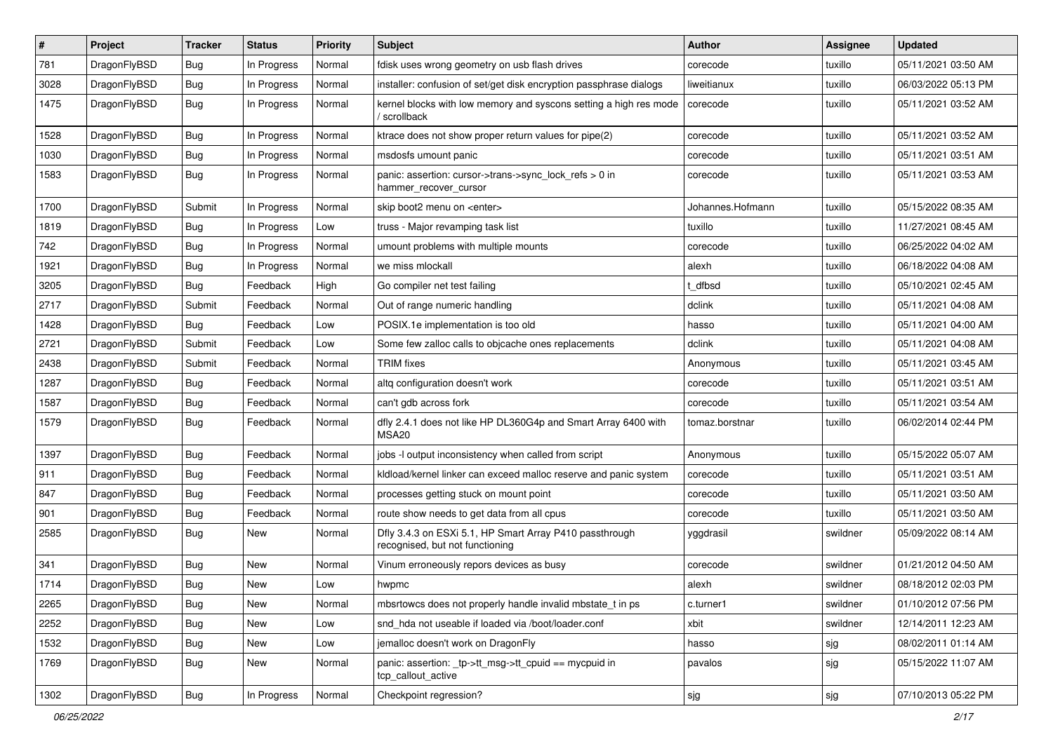| # | Project | Tracker | Status | Priority | Subject | Author | Assignee | Updated |
|---|---|---|---|---|---|---|---|---|
| 781 | DragonFlyBSD | Bug | In Progress | Normal | fdisk uses wrong geometry on usb flash drives | corecode | tuxillo | 05/11/2021 03:50 AM |
| 3028 | DragonFlyBSD | Bug | In Progress | Normal | installer: confusion of set/get disk encryption passphrase dialogs | liweitianux | tuxillo | 06/03/2022 05:13 PM |
| 1475 | DragonFlyBSD | Bug | In Progress | Normal | kernel blocks with low memory and syscons setting a high res mode / scrollback | corecode | tuxillo | 05/11/2021 03:52 AM |
| 1528 | DragonFlyBSD | Bug | In Progress | Normal | ktrace does not show proper return values for pipe(2) | corecode | tuxillo | 05/11/2021 03:52 AM |
| 1030 | DragonFlyBSD | Bug | In Progress | Normal | msdosfs umount panic | corecode | tuxillo | 05/11/2021 03:51 AM |
| 1583 | DragonFlyBSD | Bug | In Progress | Normal | panic: assertion: cursor->trans->sync_lock_refs > 0 in hammer_recover_cursor | corecode | tuxillo | 05/11/2021 03:53 AM |
| 1700 | DragonFlyBSD | Submit | In Progress | Normal | skip boot2 menu on <enter> | Johannes.Hofmann | tuxillo | 05/15/2022 08:35 AM |
| 1819 | DragonFlyBSD | Bug | In Progress | Low | truss - Major revamping task list | tuxillo | tuxillo | 11/27/2021 08:45 AM |
| 742 | DragonFlyBSD | Bug | In Progress | Normal | umount problems with multiple mounts | corecode | tuxillo | 06/25/2022 04:02 AM |
| 1921 | DragonFlyBSD | Bug | In Progress | Normal | we miss mlockall | alexh | tuxillo | 06/18/2022 04:08 AM |
| 3205 | DragonFlyBSD | Bug | Feedback | High | Go compiler net test failing | t_dfbsd | tuxillo | 05/10/2021 02:45 AM |
| 2717 | DragonFlyBSD | Submit | Feedback | Normal | Out of range numeric handling | dclink | tuxillo | 05/11/2021 04:08 AM |
| 1428 | DragonFlyBSD | Bug | Feedback | Low | POSIX.1e implementation is too old | hasso | tuxillo | 05/11/2021 04:00 AM |
| 2721 | DragonFlyBSD | Submit | Feedback | Low | Some few zalloc calls to objcache ones replacements | dclink | tuxillo | 05/11/2021 04:08 AM |
| 2438 | DragonFlyBSD | Submit | Feedback | Normal | TRIM fixes | Anonymous | tuxillo | 05/11/2021 03:45 AM |
| 1287 | DragonFlyBSD | Bug | Feedback | Normal | altq configuration doesn't work | corecode | tuxillo | 05/11/2021 03:51 AM |
| 1587 | DragonFlyBSD | Bug | Feedback | Normal | can't gdb across fork | corecode | tuxillo | 05/11/2021 03:54 AM |
| 1579 | DragonFlyBSD | Bug | Feedback | Normal | dfly 2.4.1 does not like HP DL360G4p and Smart Array 6400 with MSA20 | tomaz.borstnar | tuxillo | 06/02/2014 02:44 PM |
| 1397 | DragonFlyBSD | Bug | Feedback | Normal | jobs -l output inconsistency when called from script | Anonymous | tuxillo | 05/15/2022 05:07 AM |
| 911 | DragonFlyBSD | Bug | Feedback | Normal | kldload/kernel linker can exceed malloc reserve and panic system | corecode | tuxillo | 05/11/2021 03:51 AM |
| 847 | DragonFlyBSD | Bug | Feedback | Normal | processes getting stuck on mount point | corecode | tuxillo | 05/11/2021 03:50 AM |
| 901 | DragonFlyBSD | Bug | Feedback | Normal | route show needs to get data from all cpus | corecode | tuxillo | 05/11/2021 03:50 AM |
| 2585 | DragonFlyBSD | Bug | New | Normal | Dfly 3.4.3 on ESXi 5.1, HP Smart Array P410 passthrough recognised, but not functioning | yggdrasil | swildner | 05/09/2022 08:14 AM |
| 341 | DragonFlyBSD | Bug | New | Normal | Vinum erroneously repors devices as busy | corecode | swildner | 01/21/2012 04:50 AM |
| 1714 | DragonFlyBSD | Bug | New | Low | hwpmc | alexh | swildner | 08/18/2012 02:03 PM |
| 2265 | DragonFlyBSD | Bug | New | Normal | mbsrtowcs does not properly handle invalid mbstate_t in ps | c.turner1 | swildner | 01/10/2012 07:56 PM |
| 2252 | DragonFlyBSD | Bug | New | Low | snd_hda not useable if loaded via /boot/loader.conf | xbit | swildner | 12/14/2011 12:23 AM |
| 1532 | DragonFlyBSD | Bug | New | Low | jemalloc doesn't work on DragonFly | hasso | sjg | 08/02/2011 01:14 AM |
| 1769 | DragonFlyBSD | Bug | New | Normal | panic: assertion: _tp->tt_msg->tt_cpuid == mycpuid in tcp_callout_active | pavalos | sjg | 05/15/2022 11:07 AM |
| 1302 | DragonFlyBSD | Bug | In Progress | Normal | Checkpoint regression? | sjg | sjg | 07/10/2013 05:22 PM |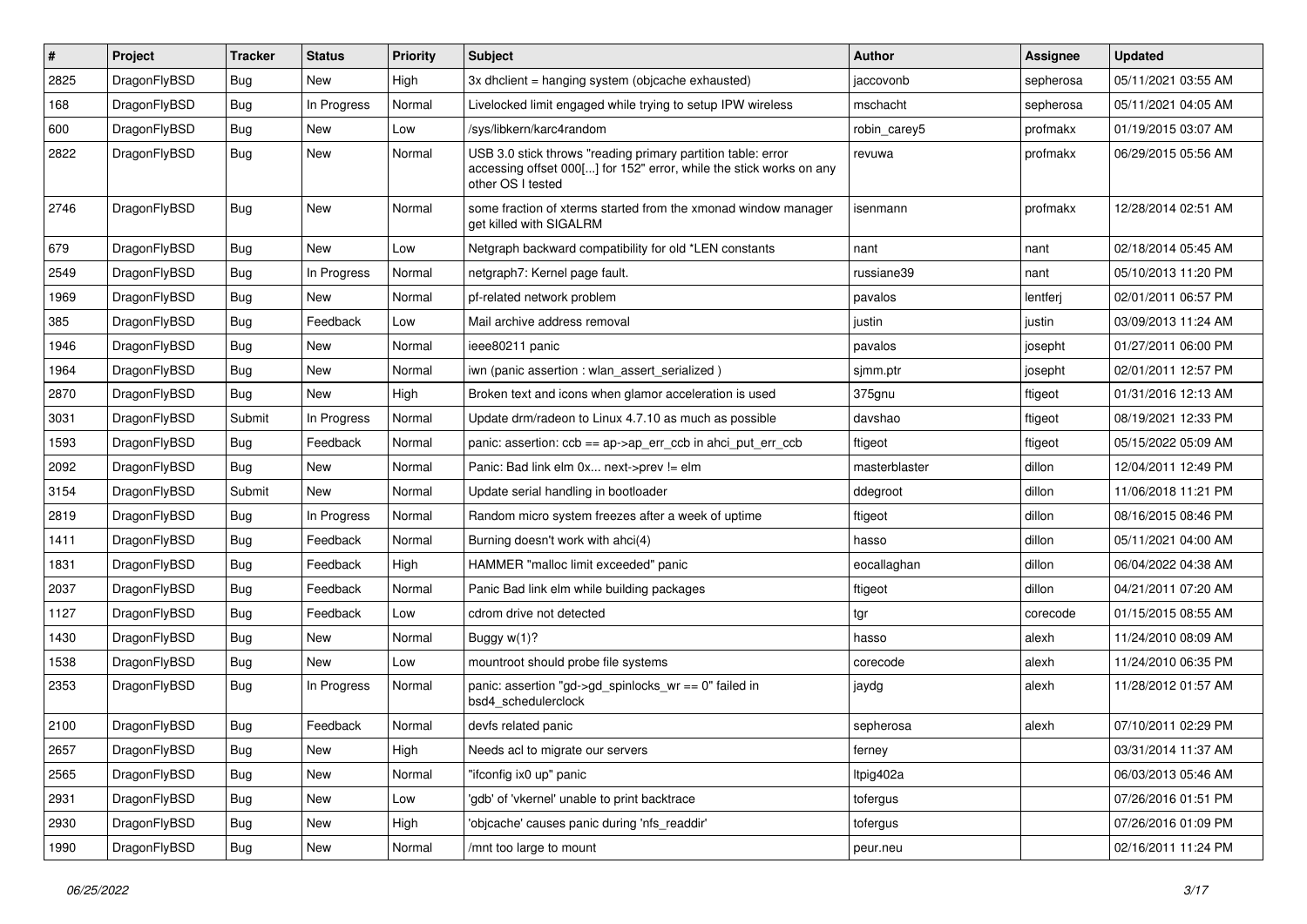| # | Project | Tracker | Status | Priority | Subject | Author | Assignee | Updated |
|---|---|---|---|---|---|---|---|---|
| 2825 | DragonFlyBSD | Bug | New | High | 3x dhclient = hanging system (objcache exhausted) | jaccovonb | sepherosa | 05/11/2021 03:55 AM |
| 168 | DragonFlyBSD | Bug | In Progress | Normal | Livelocked limit engaged while trying to setup IPW wireless | mschacht | sepherosa | 05/11/2021 04:05 AM |
| 600 | DragonFlyBSD | Bug | New | Low | /sys/libkern/karc4random | robin_carey5 | profmakx | 01/19/2015 03:07 AM |
| 2822 | DragonFlyBSD | Bug | New | Normal | USB 3.0 stick throws "reading primary partition table: error accessing offset 000[...] for 152" error, while the stick works on any other OS I tested | revuwa | profmakx | 06/29/2015 05:56 AM |
| 2746 | DragonFlyBSD | Bug | New | Normal | some fraction of xterms started from the xmonad window manager get killed with SIGALRM | isenmann | profmakx | 12/28/2014 02:51 AM |
| 679 | DragonFlyBSD | Bug | New | Low | Netgraph backward compatibility for old *LEN constants | nant | nant | 02/18/2014 05:45 AM |
| 2549 | DragonFlyBSD | Bug | In Progress | Normal | netgraph7: Kernel page fault. | russiane39 | nant | 05/10/2013 11:20 PM |
| 1969 | DragonFlyBSD | Bug | New | Normal | pf-related network problem | pavalos | lentferj | 02/01/2011 06:57 PM |
| 385 | DragonFlyBSD | Bug | Feedback | Low | Mail archive address removal | justin | justin | 03/09/2013 11:24 AM |
| 1946 | DragonFlyBSD | Bug | New | Normal | ieee80211 panic | pavalos | josepht | 01/27/2011 06:00 PM |
| 1964 | DragonFlyBSD | Bug | New | Normal | iwn (panic assertion : wlan_assert_serialized ) | sjmm.ptr | josepht | 02/01/2011 12:57 PM |
| 2870 | DragonFlyBSD | Bug | New | High | Broken text and icons when glamor acceleration is used | 375gnu | ftigeot | 01/31/2016 12:13 AM |
| 3031 | DragonFlyBSD | Submit | In Progress | Normal | Update drm/radeon to Linux 4.7.10 as much as possible | davshao | ftigeot | 08/19/2021 12:33 PM |
| 1593 | DragonFlyBSD | Bug | Feedback | Normal | panic: assertion: ccb == ap->ap_err_ccb in ahci_put_err_ccb | ftigeot | ftigeot | 05/15/2022 05:09 AM |
| 2092 | DragonFlyBSD | Bug | New | Normal | Panic: Bad link elm 0x... next->prev != elm | masterblaster | dillon | 12/04/2011 12:49 PM |
| 3154 | DragonFlyBSD | Submit | New | Normal | Update serial handling in bootloader | ddegroot | dillon | 11/06/2018 11:21 PM |
| 2819 | DragonFlyBSD | Bug | In Progress | Normal | Random micro system freezes after a week of uptime | ftigeot | dillon | 08/16/2015 08:46 PM |
| 1411 | DragonFlyBSD | Bug | Feedback | Normal | Burning doesn't work with ahci(4) | hasso | dillon | 05/11/2021 04:00 AM |
| 1831 | DragonFlyBSD | Bug | Feedback | High | HAMMER "malloc limit exceeded" panic | eocallaghan | dillon | 06/04/2022 04:38 AM |
| 2037 | DragonFlyBSD | Bug | Feedback | Normal | Panic Bad link elm while building packages | ftigeot | dillon | 04/21/2011 07:20 AM |
| 1127 | DragonFlyBSD | Bug | Feedback | Low | cdrom drive not detected | tgr | corecode | 01/15/2015 08:55 AM |
| 1430 | DragonFlyBSD | Bug | New | Normal | Buggy w(1)? | hasso | alexh | 11/24/2010 08:09 AM |
| 1538 | DragonFlyBSD | Bug | New | Low | mountroot should probe file systems | corecode | alexh | 11/24/2010 06:35 PM |
| 2353 | DragonFlyBSD | Bug | In Progress | Normal | panic: assertion "gd->gd_spinlocks_wr == 0" failed in bsd4_schedulerclock | jaydg | alexh | 11/28/2012 01:57 AM |
| 2100 | DragonFlyBSD | Bug | Feedback | Normal | devfs related panic | sepherosa | alexh | 07/10/2011 02:29 PM |
| 2657 | DragonFlyBSD | Bug | New | High | Needs acl to migrate our servers | ferney | | 03/31/2014 11:37 AM |
| 2565 | DragonFlyBSD | Bug | New | Normal | "ifconfig ix0 up" panic | ltpig402a | | 06/03/2013 05:46 AM |
| 2931 | DragonFlyBSD | Bug | New | Low | 'gdb' of 'vkernel' unable to print backtrace | tofergus | | 07/26/2016 01:51 PM |
| 2930 | DragonFlyBSD | Bug | New | High | 'objcache' causes panic during 'nfs_readdir' | tofergus | | 07/26/2016 01:09 PM |
| 1990 | DragonFlyBSD | Bug | New | Normal | /mnt too large to mount | peur.neu | | 02/16/2011 11:24 PM |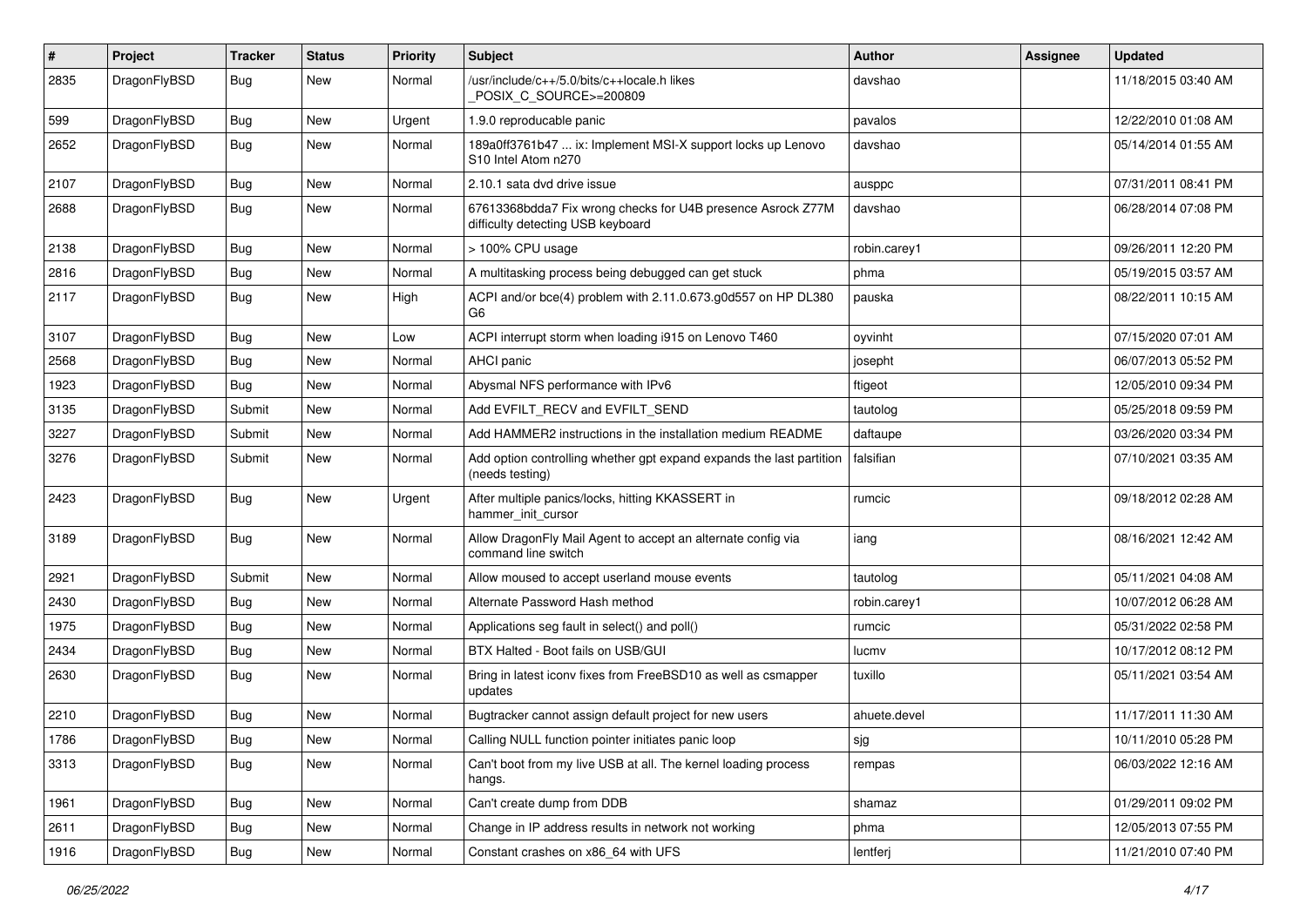| # | Project | Tracker | Status | Priority | Subject | Author | Assignee | Updated |
|---|---|---|---|---|---|---|---|---|
| 2835 | DragonFlyBSD | Bug | New | Normal | /usr/include/c++/5.0/bits/c++locale.h likes _POSIX_C_SOURCE>=200809 | davshao | | 11/18/2015 03:40 AM |
| 599 | DragonFlyBSD | Bug | New | Urgent | 1.9.0 reproducable panic | pavalos | | 12/22/2010 01:08 AM |
| 2652 | DragonFlyBSD | Bug | New | Normal | 189a0ff3761b47 ... ix: Implement MSI-X support locks up Lenovo S10 Intel Atom n270 | davshao | | 05/14/2014 01:55 AM |
| 2107 | DragonFlyBSD | Bug | New | Normal | 2.10.1 sata dvd drive issue | ausppc | | 07/31/2011 08:41 PM |
| 2688 | DragonFlyBSD | Bug | New | Normal | 67613368bdda7 Fix wrong checks for U4B presence Asrock Z77M difficulty detecting USB keyboard | davshao | | 06/28/2014 07:08 PM |
| 2138 | DragonFlyBSD | Bug | New | Normal | > 100% CPU usage | robin.carey1 | | 09/26/2011 12:20 PM |
| 2816 | DragonFlyBSD | Bug | New | Normal | A multitasking process being debugged can get stuck | phma | | 05/19/2015 03:57 AM |
| 2117 | DragonFlyBSD | Bug | New | High | ACPI and/or bce(4) problem with 2.11.0.673.g0d557 on HP DL380 G6 | pauska | | 08/22/2011 10:15 AM |
| 3107 | DragonFlyBSD | Bug | New | Low | ACPI interrupt storm when loading i915 on Lenovo T460 | oyvinht | | 07/15/2020 07:01 AM |
| 2568 | DragonFlyBSD | Bug | New | Normal | AHCI panic | josepht | | 06/07/2013 05:52 PM |
| 1923 | DragonFlyBSD | Bug | New | Normal | Abysmal NFS performance with IPv6 | ftigeot | | 12/05/2010 09:34 PM |
| 3135 | DragonFlyBSD | Submit | New | Normal | Add EVFILT_RECV and EVFILT_SEND | tautolog | | 05/25/2018 09:59 PM |
| 3227 | DragonFlyBSD | Submit | New | Normal | Add HAMMER2 instructions in the installation medium README | daftaupe | | 03/26/2020 03:34 PM |
| 3276 | DragonFlyBSD | Submit | New | Normal | Add option controlling whether gpt expand expands the last partition (needs testing) | falsifian | | 07/10/2021 03:35 AM |
| 2423 | DragonFlyBSD | Bug | New | Urgent | After multiple panics/locks, hitting KKASSERT in hammer_init_cursor | rumcic | | 09/18/2012 02:28 AM |
| 3189 | DragonFlyBSD | Bug | New | Normal | Allow DragonFly Mail Agent to accept an alternate config via command line switch | iang | | 08/16/2021 12:42 AM |
| 2921 | DragonFlyBSD | Submit | New | Normal | Allow moused to accept userland mouse events | tautolog | | 05/11/2021 04:08 AM |
| 2430 | DragonFlyBSD | Bug | New | Normal | Alternate Password Hash method | robin.carey1 | | 10/07/2012 06:28 AM |
| 1975 | DragonFlyBSD | Bug | New | Normal | Applications seg fault in select() and poll() | rumcic | | 05/31/2022 02:58 PM |
| 2434 | DragonFlyBSD | Bug | New | Normal | BTX Halted - Boot fails on USB/GUI | lucmv | | 10/17/2012 08:12 PM |
| 2630 | DragonFlyBSD | Bug | New | Normal | Bring in latest iconv fixes from FreeBSD10 as well as csmapper updates | tuxillo | | 05/11/2021 03:54 AM |
| 2210 | DragonFlyBSD | Bug | New | Normal | Bugtracker cannot assign default project for new users | ahuete.devel | | 11/17/2011 11:30 AM |
| 1786 | DragonFlyBSD | Bug | New | Normal | Calling NULL function pointer initiates panic loop | sjg | | 10/11/2010 05:28 PM |
| 3313 | DragonFlyBSD | Bug | New | Normal | Can't boot from my live USB at all. The kernel loading process hangs. | rempas | | 06/03/2022 12:16 AM |
| 1961 | DragonFlyBSD | Bug | New | Normal | Can't create dump from DDB | shamaz | | 01/29/2011 09:02 PM |
| 2611 | DragonFlyBSD | Bug | New | Normal | Change in IP address results in network not working | phma | | 12/05/2013 07:55 PM |
| 1916 | DragonFlyBSD | Bug | New | Normal | Constant crashes on x86_64 with UFS | lentferj | | 11/21/2010 07:40 PM |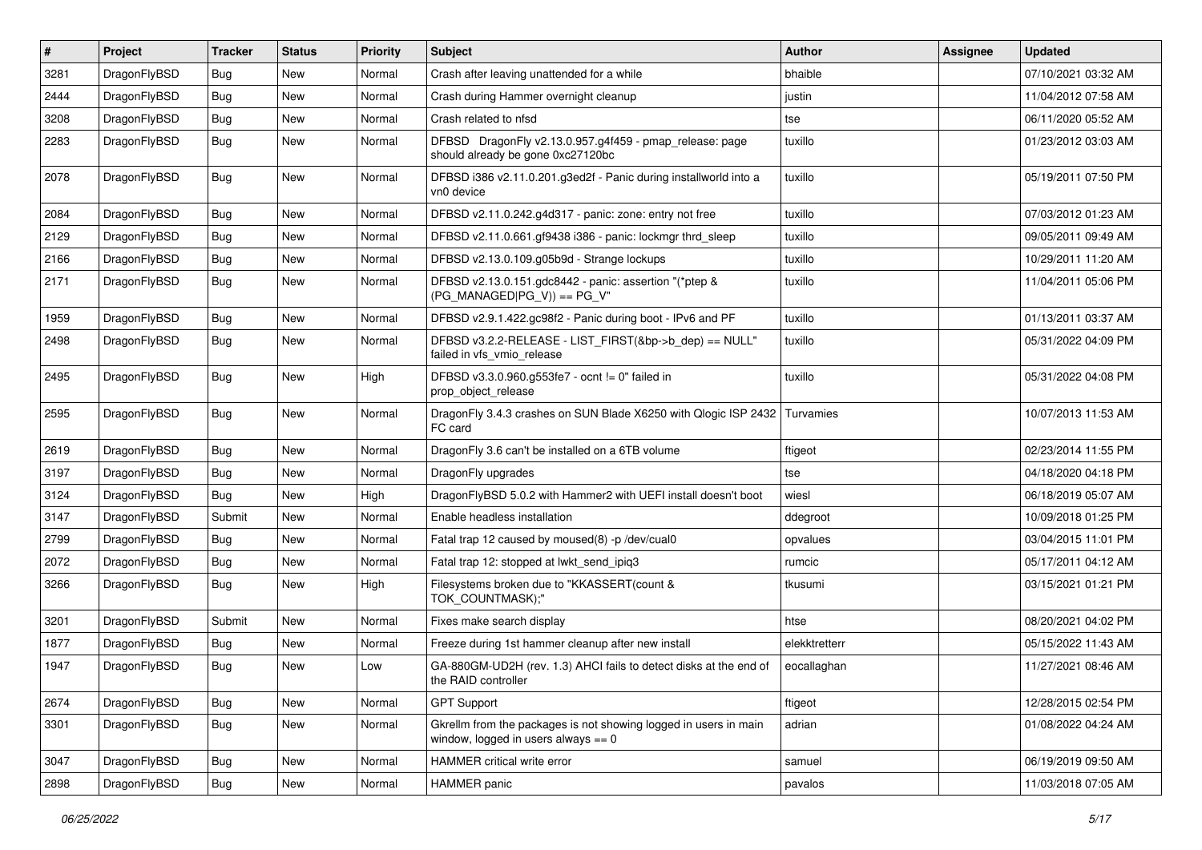| # | Project | Tracker | Status | Priority | Subject | Author | Assignee | Updated |
|---|---|---|---|---|---|---|---|---|
| 3281 | DragonFlyBSD | Bug | New | Normal | Crash after leaving unattended for a while | bhaible | | 07/10/2021 03:32 AM |
| 2444 | DragonFlyBSD | Bug | New | Normal | Crash during Hammer overnight cleanup | justin | | 11/04/2012 07:58 AM |
| 3208 | DragonFlyBSD | Bug | New | Normal | Crash related to nfsd | tse | | 06/11/2020 05:52 AM |
| 2283 | DragonFlyBSD | Bug | New | Normal | DFBSD DragonFly v2.13.0.957.g4f459 - pmap_release: page should already be gone 0xc27120bc | tuxillo | | 01/23/2012 03:03 AM |
| 2078 | DragonFlyBSD | Bug | New | Normal | DFBSD i386 v2.11.0.201.g3ed2f - Panic during installworld into a vn0 device | tuxillo | | 05/19/2011 07:50 PM |
| 2084 | DragonFlyBSD | Bug | New | Normal | DFBSD v2.11.0.242.g4d317 - panic: zone: entry not free | tuxillo | | 07/03/2012 01:23 AM |
| 2129 | DragonFlyBSD | Bug | New | Normal | DFBSD v2.11.0.661.gf9438 i386 - panic: lockmgr thrd_sleep | tuxillo | | 09/05/2011 09:49 AM |
| 2166 | DragonFlyBSD | Bug | New | Normal | DFBSD v2.13.0.109.g05b9d - Strange lockups | tuxillo | | 10/29/2011 11:20 AM |
| 2171 | DragonFlyBSD | Bug | New | Normal | DFBSD v2.13.0.151.gdc8442 - panic: assertion "(*ptep & (PG_MANAGED\|PG_V)) == PG_V" | tuxillo | | 11/04/2011 05:06 PM |
| 1959 | DragonFlyBSD | Bug | New | Normal | DFBSD v2.9.1.422.gc98f2 - Panic during boot - IPv6 and PF | tuxillo | | 01/13/2011 03:37 AM |
| 2498 | DragonFlyBSD | Bug | New | Normal | DFBSD v3.2.2-RELEASE - LIST_FIRST(&bp->b_dep) == NULL" failed in vfs_vmio_release | tuxillo | | 05/31/2022 04:09 PM |
| 2495 | DragonFlyBSD | Bug | New | High | DFBSD v3.3.0.960.g553fe7 - ocnt != 0" failed in prop_object_release | tuxillo | | 05/31/2022 04:08 PM |
| 2595 | DragonFlyBSD | Bug | New | Normal | DragonFly 3.4.3 crashes on SUN Blade X6250 with Qlogic ISP 2432 FC card | Turvamies | | 10/07/2013 11:53 AM |
| 2619 | DragonFlyBSD | Bug | New | Normal | DragonFly 3.6 can't be installed on a 6TB volume | ftigeot | | 02/23/2014 11:55 PM |
| 3197 | DragonFlyBSD | Bug | New | Normal | DragonFly upgrades | tse | | 04/18/2020 04:18 PM |
| 3124 | DragonFlyBSD | Bug | New | High | DragonFlyBSD 5.0.2 with Hammer2 with UEFI install doesn't boot | wiesl | | 06/18/2019 05:07 AM |
| 3147 | DragonFlyBSD | Submit | New | Normal | Enable headless installation | ddegroot | | 10/09/2018 01:25 PM |
| 2799 | DragonFlyBSD | Bug | New | Normal | Fatal trap 12 caused by moused(8) -p /dev/cual0 | opvalues | | 03/04/2015 11:01 PM |
| 2072 | DragonFlyBSD | Bug | New | Normal | Fatal trap 12: stopped at lwkt_send_ipiq3 | rumcic | | 05/17/2011 04:12 AM |
| 3266 | DragonFlyBSD | Bug | New | High | Filesystems broken due to "KKASSERT(count & TOK_COUNTMASK);" | tkusumi | | 03/15/2021 01:21 PM |
| 3201 | DragonFlyBSD | Submit | New | Normal | Fixes make search display | htse | | 08/20/2021 04:02 PM |
| 1877 | DragonFlyBSD | Bug | New | Normal | Freeze during 1st hammer cleanup after new install | elekktretterr | | 05/15/2022 11:43 AM |
| 1947 | DragonFlyBSD | Bug | New | Low | GA-880GM-UD2H (rev. 1.3) AHCI fails to detect disks at the end of the RAID controller | eocallaghan | | 11/27/2021 08:46 AM |
| 2674 | DragonFlyBSD | Bug | New | Normal | GPT Support | ftigeot | | 12/28/2015 02:54 PM |
| 3301 | DragonFlyBSD | Bug | New | Normal | Gkrellm from the packages is not showing logged in users in main window, logged in users always == 0 | adrian | | 01/08/2022 04:24 AM |
| 3047 | DragonFlyBSD | Bug | New | Normal | HAMMER critical write error | samuel | | 06/19/2019 09:50 AM |
| 2898 | DragonFlyBSD | Bug | New | Normal | HAMMER panic | pavalos | | 11/03/2018 07:05 AM |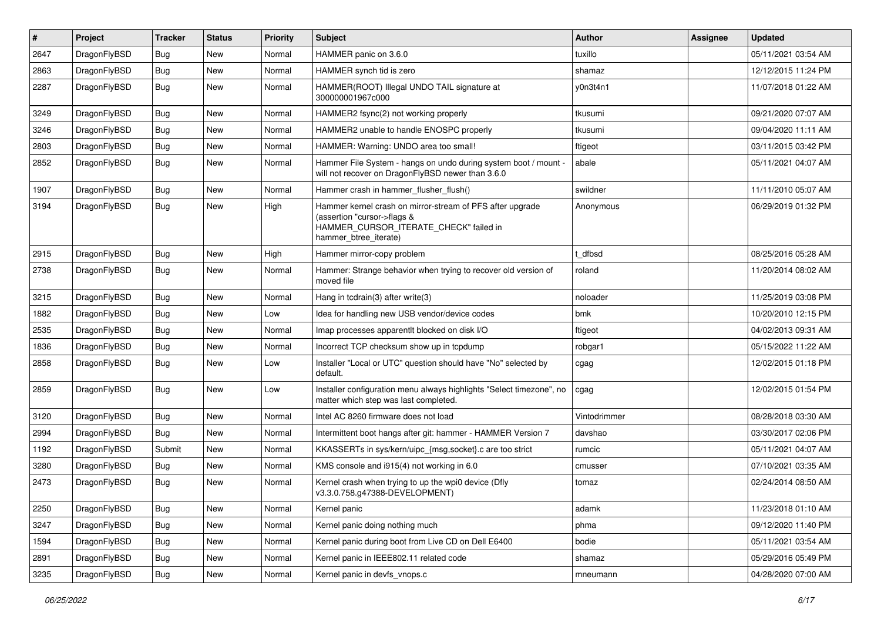| # | Project | Tracker | Status | Priority | Subject | Author | Assignee | Updated |
|---|---|---|---|---|---|---|---|---|
| 2647 | DragonFlyBSD | Bug | New | Normal | HAMMER panic on 3.6.0 | tuxillo | | 05/11/2021 03:54 AM |
| 2863 | DragonFlyBSD | Bug | New | Normal | HAMMER synch tid is zero | shamaz | | 12/12/2015 11:24 PM |
| 2287 | DragonFlyBSD | Bug | New | Normal | HAMMER(ROOT) Illegal UNDO TAIL signature at 300000001967c000 | y0n3t4n1 | | 11/07/2018 01:22 AM |
| 3249 | DragonFlyBSD | Bug | New | Normal | HAMMER2 fsync(2) not working properly | tkusumi | | 09/21/2020 07:07 AM |
| 3246 | DragonFlyBSD | Bug | New | Normal | HAMMER2 unable to handle ENOSPC properly | tkusumi | | 09/04/2020 11:11 AM |
| 2803 | DragonFlyBSD | Bug | New | Normal | HAMMER: Warning: UNDO area too small! | ftigeot | | 03/11/2015 03:42 PM |
| 2852 | DragonFlyBSD | Bug | New | Normal | Hammer File System - hangs on undo during system boot / mount - will not recover on DragonFlyBSD newer than 3.6.0 | abale | | 05/11/2021 04:07 AM |
| 1907 | DragonFlyBSD | Bug | New | Normal | Hammer crash in hammer_flusher_flush() | swildner | | 11/11/2010 05:07 AM |
| 3194 | DragonFlyBSD | Bug | New | High | Hammer kernel crash on mirror-stream of PFS after upgrade (assertion "cursor->flags & HAMMER_CURSOR_ITERATE_CHECK" failed in hammer_btree_iterate) | Anonymous | | 06/29/2019 01:32 PM |
| 2915 | DragonFlyBSD | Bug | New | High | Hammer mirror-copy problem | t_dfbsd | | 08/25/2016 05:28 AM |
| 2738 | DragonFlyBSD | Bug | New | Normal | Hammer: Strange behavior when trying to recover old version of moved file | roland | | 11/20/2014 08:02 AM |
| 3215 | DragonFlyBSD | Bug | New | Normal | Hang in tcdrain(3) after write(3) | noloader | | 11/25/2019 03:08 PM |
| 1882 | DragonFlyBSD | Bug | New | Low | Idea for handling new USB vendor/device codes | bmk | | 10/20/2010 12:15 PM |
| 2535 | DragonFlyBSD | Bug | New | Normal | Imap processes apparentlt blocked on disk I/O | ftigeot | | 04/02/2013 09:31 AM |
| 1836 | DragonFlyBSD | Bug | New | Normal | Incorrect TCP checksum show up in tcpdump | robgar1 | | 05/15/2022 11:22 AM |
| 2858 | DragonFlyBSD | Bug | New | Low | Installer "Local or UTC" question should have "No" selected by default. | cgag | | 12/02/2015 01:18 PM |
| 2859 | DragonFlyBSD | Bug | New | Low | Installer configuration menu always highlights "Select timezone", no matter which step was last completed. | cgag | | 12/02/2015 01:54 PM |
| 3120 | DragonFlyBSD | Bug | New | Normal | Intel AC 8260 firmware does not load | Vintodrimmer | | 08/28/2018 03:30 AM |
| 2994 | DragonFlyBSD | Bug | New | Normal | Intermittent boot hangs after git: hammer - HAMMER Version 7 | davshao | | 03/30/2017 02:06 PM |
| 1192 | DragonFlyBSD | Submit | New | Normal | KKASSERTs in sys/kern/uipc_{msg,socket}.c are too strict | rumcic | | 05/11/2021 04:07 AM |
| 3280 | DragonFlyBSD | Bug | New | Normal | KMS console and i915(4) not working in 6.0 | cmusser | | 07/10/2021 03:35 AM |
| 2473 | DragonFlyBSD | Bug | New | Normal | Kernel crash when trying to up the wpi0 device (Dfly v3.3.0.758.g47388-DEVELOPMENT) | tomaz | | 02/24/2014 08:50 AM |
| 2250 | DragonFlyBSD | Bug | New | Normal | Kernel panic | adamk | | 11/23/2018 01:10 AM |
| 3247 | DragonFlyBSD | Bug | New | Normal | Kernel panic doing nothing much | phma | | 09/12/2020 11:40 PM |
| 1594 | DragonFlyBSD | Bug | New | Normal | Kernel panic during boot from Live CD on Dell E6400 | bodie | | 05/11/2021 03:54 AM |
| 2891 | DragonFlyBSD | Bug | New | Normal | Kernel panic in IEEE802.11 related code | shamaz | | 05/29/2016 05:49 PM |
| 3235 | DragonFlyBSD | Bug | New | Normal | Kernel panic in devfs_vnops.c | mneumann | | 04/28/2020 07:00 AM |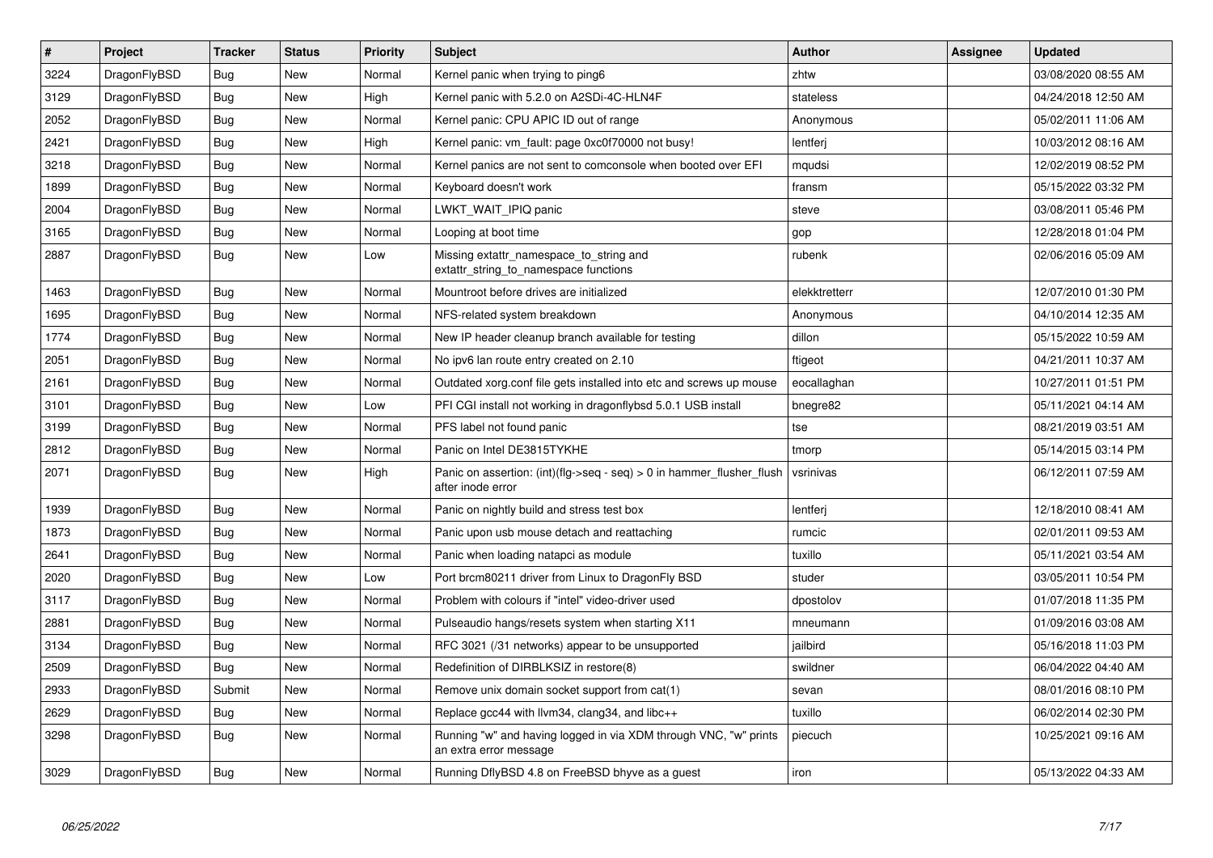| # | Project | Tracker | Status | Priority | Subject | Author | Assignee | Updated |
| --- | --- | --- | --- | --- | --- | --- | --- | --- |
| 3224 | DragonFlyBSD | Bug | New | Normal | Kernel panic when trying to ping6 | zhtw | | 03/08/2020 08:55 AM |
| 3129 | DragonFlyBSD | Bug | New | High | Kernel panic with 5.2.0 on A2SDi-4C-HLN4F | stateless | | 04/24/2018 12:50 AM |
| 2052 | DragonFlyBSD | Bug | New | Normal | Kernel panic: CPU APIC ID out of range | Anonymous | | 05/02/2011 11:06 AM |
| 2421 | DragonFlyBSD | Bug | New | High | Kernel panic: vm_fault: page 0xc0f70000 not busy! | lentferj | | 10/03/2012 08:16 AM |
| 3218 | DragonFlyBSD | Bug | New | Normal | Kernel panics are not sent to comconsole when booted over EFI | mqudsi | | 12/02/2019 08:52 PM |
| 1899 | DragonFlyBSD | Bug | New | Normal | Keyboard doesn't work | fransm | | 05/15/2022 03:32 PM |
| 2004 | DragonFlyBSD | Bug | New | Normal | LWKT_WAIT_IPIQ panic | steve | | 03/08/2011 05:46 PM |
| 3165 | DragonFlyBSD | Bug | New | Normal | Looping at boot time | gop | | 12/28/2018 01:04 PM |
| 2887 | DragonFlyBSD | Bug | New | Low | Missing extattr_namespace_to_string and extattr_string_to_namespace functions | rubenk | | 02/06/2016 05:09 AM |
| 1463 | DragonFlyBSD | Bug | New | Normal | Mountroot before drives are initialized | elekktretterr | | 12/07/2010 01:30 PM |
| 1695 | DragonFlyBSD | Bug | New | Normal | NFS-related system breakdown | Anonymous | | 04/10/2014 12:35 AM |
| 1774 | DragonFlyBSD | Bug | New | Normal | New IP header cleanup branch available for testing | dillon | | 05/15/2022 10:59 AM |
| 2051 | DragonFlyBSD | Bug | New | Normal | No ipv6 lan route entry created on 2.10 | ftigeot | | 04/21/2011 10:37 AM |
| 2161 | DragonFlyBSD | Bug | New | Normal | Outdated xorg.conf file gets installed into etc and screws up mouse | eocallaghan | | 10/27/2011 01:51 PM |
| 3101 | DragonFlyBSD | Bug | New | Low | PFI CGI install not working in dragonflybsd 5.0.1 USB install | bnegre82 | | 05/11/2021 04:14 AM |
| 3199 | DragonFlyBSD | Bug | New | Normal | PFS label not found panic | tse | | 08/21/2019 03:51 AM |
| 2812 | DragonFlyBSD | Bug | New | Normal | Panic on Intel DE3815TYKHE | tmorp | | 05/14/2015 03:14 PM |
| 2071 | DragonFlyBSD | Bug | New | High | Panic on assertion: (int)(flg->seq - seq) > 0 in hammer_flusher_flush after inode error | vsrinivas | | 06/12/2011 07:59 AM |
| 1939 | DragonFlyBSD | Bug | New | Normal | Panic on nightly build and stress test box | lentferj | | 12/18/2010 08:41 AM |
| 1873 | DragonFlyBSD | Bug | New | Normal | Panic upon usb mouse detach and reattaching | rumcic | | 02/01/2011 09:53 AM |
| 2641 | DragonFlyBSD | Bug | New | Normal | Panic when loading natapci as module | tuxillo | | 05/11/2021 03:54 AM |
| 2020 | DragonFlyBSD | Bug | New | Low | Port brcm80211 driver from Linux to DragonFly BSD | studer | | 03/05/2011 10:54 PM |
| 3117 | DragonFlyBSD | Bug | New | Normal | Problem with colours if "intel" video-driver used | dpostolov | | 01/07/2018 11:35 PM |
| 2881 | DragonFlyBSD | Bug | New | Normal | Pulseaudio hangs/resets system when starting X11 | mneumann | | 01/09/2016 03:08 AM |
| 3134 | DragonFlyBSD | Bug | New | Normal | RFC 3021 (/31 networks) appear to be unsupported | jailbird | | 05/16/2018 11:03 PM |
| 2509 | DragonFlyBSD | Bug | New | Normal | Redefinition of DIRBLKSIZ in restore(8) | swildner | | 06/04/2022 04:40 AM |
| 2933 | DragonFlyBSD | Submit | New | Normal | Remove unix domain socket support from cat(1) | sevan | | 08/01/2016 08:10 PM |
| 2629 | DragonFlyBSD | Bug | New | Normal | Replace gcc44 with llvm34, clang34, and libc++ | tuxillo | | 06/02/2014 02:30 PM |
| 3298 | DragonFlyBSD | Bug | New | Normal | Running "w" and having logged in via XDM through VNC, "w" prints an extra error message | piecuch | | 10/25/2021 09:16 AM |
| 3029 | DragonFlyBSD | Bug | New | Normal | Running DflyBSD 4.8 on FreeBSD bhyve as a guest | iron | | 05/13/2022 04:33 AM |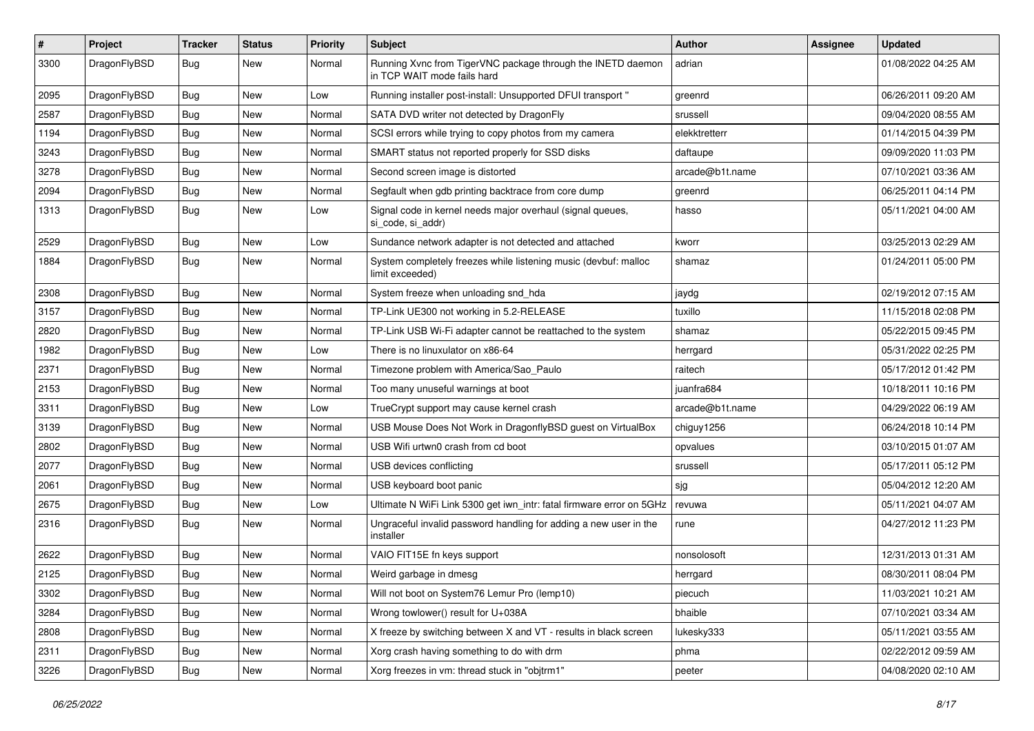| # | Project | Tracker | Status | Priority | Subject | Author | Assignee | Updated |
|---|---|---|---|---|---|---|---|---|
| 3300 | DragonFlyBSD | Bug | New | Normal | Running Xvnc from TigerVNC package through the INETD daemon in TCP WAIT mode fails hard | adrian | | 01/08/2022 04:25 AM |
| 2095 | DragonFlyBSD | Bug | New | Low | Running installer post-install: Unsupported DFUI transport " | greenrd | | 06/26/2011 09:20 AM |
| 2587 | DragonFlyBSD | Bug | New | Normal | SATA DVD writer not detected by DragonFly | srussell | | 09/04/2020 08:55 AM |
| 1194 | DragonFlyBSD | Bug | New | Normal | SCSI errors while trying to copy photos from my camera | elekktretterr | | 01/14/2015 04:39 PM |
| 3243 | DragonFlyBSD | Bug | New | Normal | SMART status not reported properly for SSD disks | daftaupe | | 09/09/2020 11:03 PM |
| 3278 | DragonFlyBSD | Bug | New | Normal | Second screen image is distorted | arcade@b1t.name | | 07/10/2021 03:36 AM |
| 2094 | DragonFlyBSD | Bug | New | Normal | Segfault when gdb printing backtrace from core dump | greenrd | | 06/25/2011 04:14 PM |
| 1313 | DragonFlyBSD | Bug | New | Low | Signal code in kernel needs major overhaul (signal queues, si_code, si_addr) | hasso | | 05/11/2021 04:00 AM |
| 2529 | DragonFlyBSD | Bug | New | Low | Sundance network adapter is not detected and attached | kworr | | 03/25/2013 02:29 AM |
| 1884 | DragonFlyBSD | Bug | New | Normal | System completely freezes while listening music (devbuf: malloc limit exceeded) | shamaz | | 01/24/2011 05:00 PM |
| 2308 | DragonFlyBSD | Bug | New | Normal | System freeze when unloading snd_hda | jaydg | | 02/19/2012 07:15 AM |
| 3157 | DragonFlyBSD | Bug | New | Normal | TP-Link UE300 not working in 5.2-RELEASE | tuxillo | | 11/15/2018 02:08 PM |
| 2820 | DragonFlyBSD | Bug | New | Normal | TP-Link USB Wi-Fi adapter cannot be reattached to the system | shamaz | | 05/22/2015 09:45 PM |
| 1982 | DragonFlyBSD | Bug | New | Low | There is no linuxulator on x86-64 | herrgard | | 05/31/2022 02:25 PM |
| 2371 | DragonFlyBSD | Bug | New | Normal | Timezone problem with America/Sao_Paulo | raitech | | 05/17/2012 01:42 PM |
| 2153 | DragonFlyBSD | Bug | New | Normal | Too many unuseful warnings at boot | juanfra684 | | 10/18/2011 10:16 PM |
| 3311 | DragonFlyBSD | Bug | New | Low | TrueCrypt support may cause kernel crash | arcade@b1t.name | | 04/29/2022 06:19 AM |
| 3139 | DragonFlyBSD | Bug | New | Normal | USB Mouse Does Not Work in DragonflyBSD guest on VirtualBox | chiguy1256 | | 06/24/2018 10:14 PM |
| 2802 | DragonFlyBSD | Bug | New | Normal | USB Wifi urtwn0 crash from cd boot | opvalues | | 03/10/2015 01:07 AM |
| 2077 | DragonFlyBSD | Bug | New | Normal | USB devices conflicting | srussell | | 05/17/2011 05:12 PM |
| 2061 | DragonFlyBSD | Bug | New | Normal | USB keyboard boot panic | sjg | | 05/04/2012 12:20 AM |
| 2675 | DragonFlyBSD | Bug | New | Low | Ultimate N WiFi Link 5300 get iwn_intr: fatal firmware error on 5GHz | revuwa | | 05/11/2021 04:07 AM |
| 2316 | DragonFlyBSD | Bug | New | Normal | Ungraceful invalid password handling for adding a new user in the installer | rune | | 04/27/2012 11:23 PM |
| 2622 | DragonFlyBSD | Bug | New | Normal | VAIO FIT15E fn keys support | nonsolosoft | | 12/31/2013 01:31 AM |
| 2125 | DragonFlyBSD | Bug | New | Normal | Weird garbage in dmesg | herrgard | | 08/30/2011 08:04 PM |
| 3302 | DragonFlyBSD | Bug | New | Normal | Will not boot on System76 Lemur Pro (lemp10) | piecuch | | 11/03/2021 10:21 AM |
| 3284 | DragonFlyBSD | Bug | New | Normal | Wrong towlower() result for U+038A | bhaible | | 07/10/2021 03:34 AM |
| 2808 | DragonFlyBSD | Bug | New | Normal | X freeze by switching between X and VT - results in black screen | lukesky333 | | 05/11/2021 03:55 AM |
| 2311 | DragonFlyBSD | Bug | New | Normal | Xorg crash having something to do with drm | phma | | 02/22/2012 09:59 AM |
| 3226 | DragonFlyBSD | Bug | New | Normal | Xorg freezes in vm: thread stuck in "objtrm1" | peeter | | 04/08/2020 02:10 AM |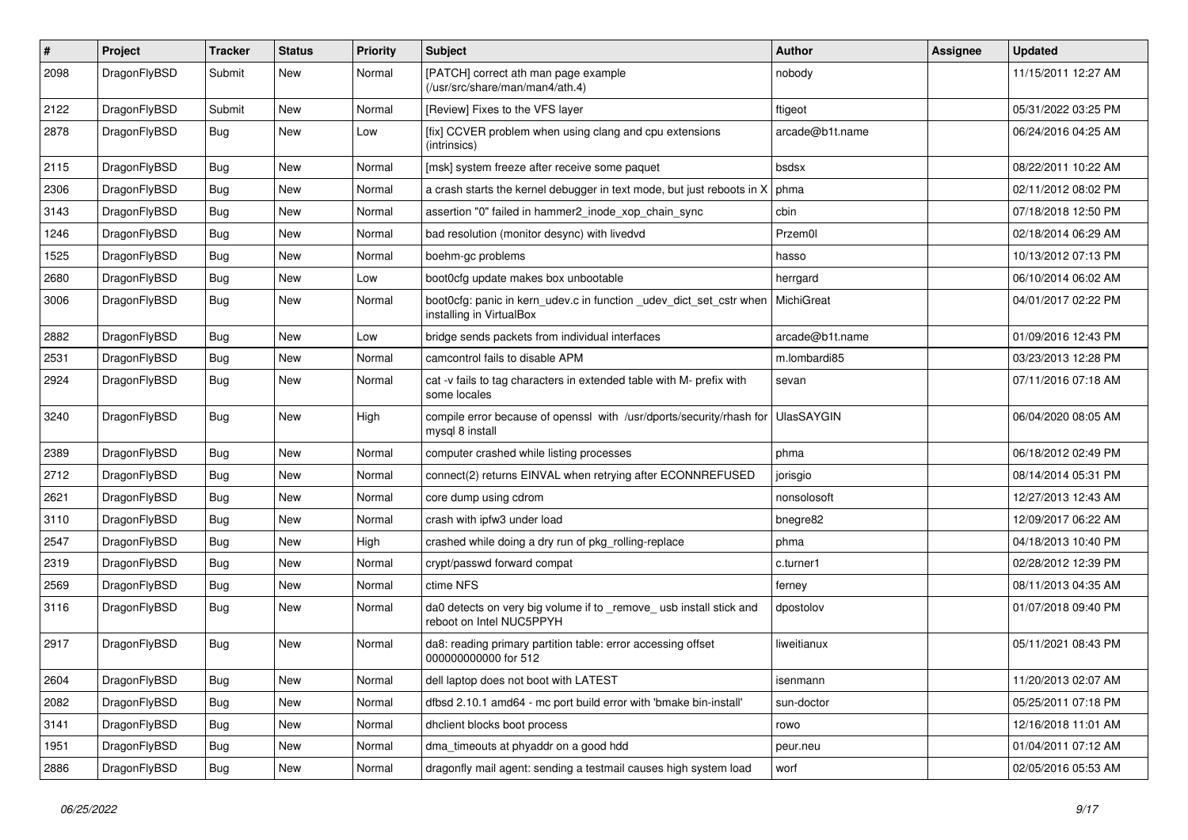| # | Project | Tracker | Status | Priority | Subject | Author | Assignee | Updated |
|---|---|---|---|---|---|---|---|---|
| 2098 | DragonFlyBSD | Submit | New | Normal | [PATCH] correct ath man page example (/usr/src/share/man/man4/ath.4) | nobody | | 11/15/2011 12:27 AM |
| 2122 | DragonFlyBSD | Submit | New | Normal | [Review] Fixes to the VFS layer | ftigeot | | 05/31/2022 03:25 PM |
| 2878 | DragonFlyBSD | Bug | New | Low | [fix] CCVER problem when using clang and cpu extensions (intrinsics) | arcade@b1t.name | | 06/24/2016 04:25 AM |
| 2115 | DragonFlyBSD | Bug | New | Normal | [msk] system freeze after receive some paquet | bsdsx | | 08/22/2011 10:22 AM |
| 2306 | DragonFlyBSD | Bug | New | Normal | a crash starts the kernel debugger in text mode, but just reboots in X | phma | | 02/11/2012 08:02 PM |
| 3143 | DragonFlyBSD | Bug | New | Normal | assertion "0" failed in hammer2_inode_xop_chain_sync | cbin | | 07/18/2018 12:50 PM |
| 1246 | DragonFlyBSD | Bug | New | Normal | bad resolution (monitor desync) with livedvd | Przem0l | | 02/18/2014 06:29 AM |
| 1525 | DragonFlyBSD | Bug | New | Normal | boehm-gc problems | hasso | | 10/13/2012 07:13 PM |
| 2680 | DragonFlyBSD | Bug | New | Low | boot0cfg update makes box unbootable | herrgard | | 06/10/2014 06:02 AM |
| 3006 | DragonFlyBSD | Bug | New | Normal | boot0cfg: panic in kern_udev.c in function _udev_dict_set_cstr when installing in VirtualBox | MichiGreat | | 04/01/2017 02:22 PM |
| 2882 | DragonFlyBSD | Bug | New | Low | bridge sends packets from individual interfaces | arcade@b1t.name | | 01/09/2016 12:43 PM |
| 2531 | DragonFlyBSD | Bug | New | Normal | camcontrol fails to disable APM | m.lombardi85 | | 03/23/2013 12:28 PM |
| 2924 | DragonFlyBSD | Bug | New | Normal | cat -v fails to tag characters in extended table with M- prefix with some locales | sevan | | 07/11/2016 07:18 AM |
| 3240 | DragonFlyBSD | Bug | New | High | compile error because of openssl with /usr/dports/security/rhash for mysql 8 install | UlasSAYGIN | | 06/04/2020 08:05 AM |
| 2389 | DragonFlyBSD | Bug | New | Normal | computer crashed while listing processes | phma | | 06/18/2012 02:49 PM |
| 2712 | DragonFlyBSD | Bug | New | Normal | connect(2) returns EINVAL when retrying after ECONNREFUSED | jorisgio | | 08/14/2014 05:31 PM |
| 2621 | DragonFlyBSD | Bug | New | Normal | core dump using cdrom | nonsolosoft | | 12/27/2013 12:43 AM |
| 3110 | DragonFlyBSD | Bug | New | Normal | crash with ipfw3 under load | bnegre82 | | 12/09/2017 06:22 AM |
| 2547 | DragonFlyBSD | Bug | New | High | crashed while doing a dry run of pkg_rolling-replace | phma | | 04/18/2013 10:40 PM |
| 2319 | DragonFlyBSD | Bug | New | Normal | crypt/passwd forward compat | c.turner1 | | 02/28/2012 12:39 PM |
| 2569 | DragonFlyBSD | Bug | New | Normal | ctime NFS | ferney | | 08/11/2013 04:35 AM |
| 3116 | DragonFlyBSD | Bug | New | Normal | da0 detects on very big volume if to _remove_ usb install stick and reboot on Intel NUC5PPYH | dpostolov | | 01/07/2018 09:40 PM |
| 2917 | DragonFlyBSD | Bug | New | Normal | da8: reading primary partition table: error accessing offset 000000000000 for 512 | liweitianux | | 05/11/2021 08:43 PM |
| 2604 | DragonFlyBSD | Bug | New | Normal | dell laptop does not boot with LATEST | isenmann | | 11/20/2013 02:07 AM |
| 2082 | DragonFlyBSD | Bug | New | Normal | dfbsd 2.10.1 amd64 - mc port build error with 'bmake bin-install' | sun-doctor | | 05/25/2011 07:18 PM |
| 3141 | DragonFlyBSD | Bug | New | Normal | dhclient blocks boot process | rowo | | 12/16/2018 11:01 AM |
| 1951 | DragonFlyBSD | Bug | New | Normal | dma_timeouts at phyaddr on a good hdd | peur.neu | | 01/04/2011 07:12 AM |
| 2886 | DragonFlyBSD | Bug | New | Normal | dragonfly mail agent: sending a testmail causes high system load | worf | | 02/05/2016 05:53 AM |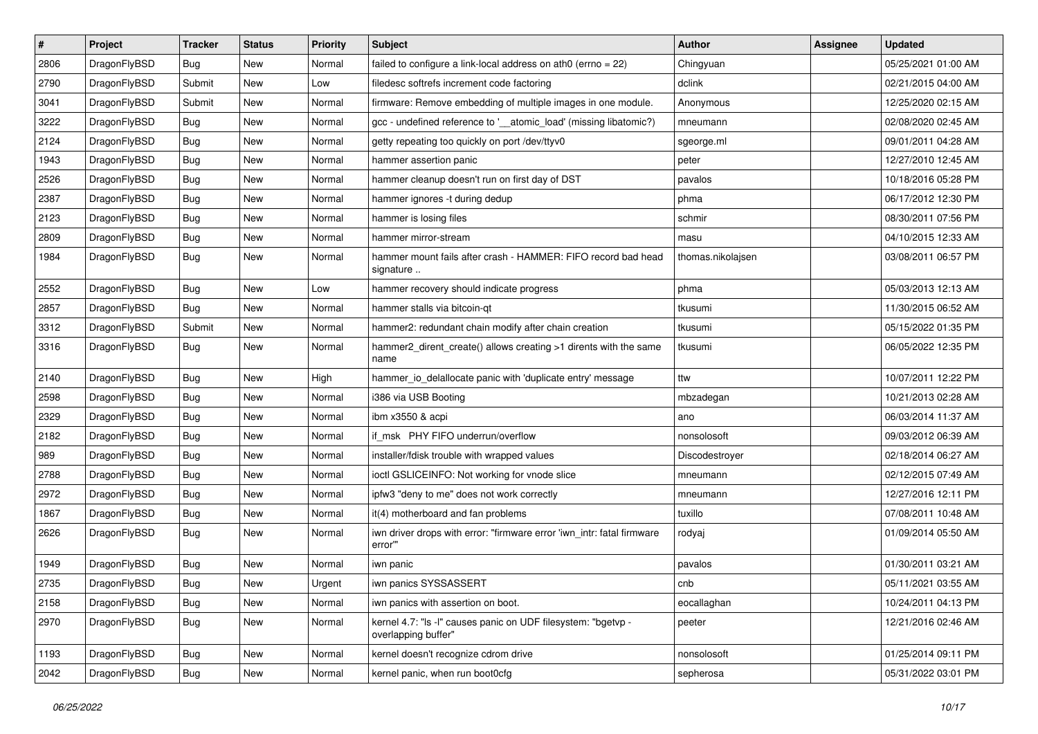| # | Project | Tracker | Status | Priority | Subject | Author | Assignee | Updated |
|---|---|---|---|---|---|---|---|---|
| 2806 | DragonFlyBSD | Bug | New | Normal | failed to configure a link-local address on ath0 (errno = 22) | Chingyuan | | 05/25/2021 01:00 AM |
| 2790 | DragonFlyBSD | Submit | New | Low | filedesc softrefs increment code factoring | dclink | | 02/21/2015 04:00 AM |
| 3041 | DragonFlyBSD | Submit | New | Normal | firmware: Remove embedding of multiple images in one module. | Anonymous | | 12/25/2020 02:15 AM |
| 3222 | DragonFlyBSD | Bug | New | Normal | gcc - undefined reference to '__atomic_load' (missing libatomic?) | mneumann | | 02/08/2020 02:45 AM |
| 2124 | DragonFlyBSD | Bug | New | Normal | getty repeating too quickly on port /dev/ttyv0 | sgeorge.ml | | 09/01/2011 04:28 AM |
| 1943 | DragonFlyBSD | Bug | New | Normal | hammer assertion panic | peter | | 12/27/2010 12:45 AM |
| 2526 | DragonFlyBSD | Bug | New | Normal | hammer cleanup doesn't run on first day of DST | pavalos | | 10/18/2016 05:28 PM |
| 2387 | DragonFlyBSD | Bug | New | Normal | hammer ignores -t during dedup | phma | | 06/17/2012 12:30 PM |
| 2123 | DragonFlyBSD | Bug | New | Normal | hammer is losing files | schmir | | 08/30/2011 07:56 PM |
| 2809 | DragonFlyBSD | Bug | New | Normal | hammer mirror-stream | masu | | 04/10/2015 12:33 AM |
| 1984 | DragonFlyBSD | Bug | New | Normal | hammer mount fails after crash - HAMMER: FIFO record bad head signature .. | thomas.nikolajsen | | 03/08/2011 06:57 PM |
| 2552 | DragonFlyBSD | Bug | New | Low | hammer recovery should indicate progress | phma | | 05/03/2013 12:13 AM |
| 2857 | DragonFlyBSD | Bug | New | Normal | hammer stalls via bitcoin-qt | tkusumi | | 11/30/2015 06:52 AM |
| 3312 | DragonFlyBSD | Submit | New | Normal | hammer2: redundant chain modify after chain creation | tkusumi | | 05/15/2022 01:35 PM |
| 3316 | DragonFlyBSD | Bug | New | Normal | hammer2_dirent_create() allows creating >1 dirents with the same name | tkusumi | | 06/05/2022 12:35 PM |
| 2140 | DragonFlyBSD | Bug | New | High | hammer_io_delallocate panic with 'duplicate entry' message | ttw | | 10/07/2011 12:22 PM |
| 2598 | DragonFlyBSD | Bug | New | Normal | i386 via USB Booting | mbzadegan | | 10/21/2013 02:28 AM |
| 2329 | DragonFlyBSD | Bug | New | Normal | ibm x3550 & acpi | ano | | 06/03/2014 11:37 AM |
| 2182 | DragonFlyBSD | Bug | New | Normal | if_msk PHY FIFO underrun/overflow | nonsolosoft | | 09/03/2012 06:39 AM |
| 989 | DragonFlyBSD | Bug | New | Normal | installer/fdisk trouble with wrapped values | Discodestroyer | | 02/18/2014 06:27 AM |
| 2788 | DragonFlyBSD | Bug | New | Normal | ioctl GSLICEINFO: Not working for vnode slice | mneumann | | 02/12/2015 07:49 AM |
| 2972 | DragonFlyBSD | Bug | New | Normal | ipfw3 "deny to me" does not work correctly | mneumann | | 12/27/2016 12:11 PM |
| 1867 | DragonFlyBSD | Bug | New | Normal | it(4) motherboard and fan problems | tuxillo | | 07/08/2011 10:48 AM |
| 2626 | DragonFlyBSD | Bug | New | Normal | iwn driver drops with error: "firmware error 'iwn_intr: fatal firmware error'" | rodyaj | | 01/09/2014 05:50 AM |
| 1949 | DragonFlyBSD | Bug | New | Normal | iwn panic | pavalos | | 01/30/2011 03:21 AM |
| 2735 | DragonFlyBSD | Bug | New | Urgent | iwn panics SYSSASSERT | cnb | | 05/11/2021 03:55 AM |
| 2158 | DragonFlyBSD | Bug | New | Normal | iwn panics with assertion on boot. | eocallaghan | | 10/24/2011 04:13 PM |
| 2970 | DragonFlyBSD | Bug | New | Normal | kernel 4.7: "ls -l" causes panic on UDF filesystem: "bgetvp - overlapping buffer" | peeter | | 12/21/2016 02:46 AM |
| 1193 | DragonFlyBSD | Bug | New | Normal | kernel doesn't recognize cdrom drive | nonsolosoft | | 01/25/2014 09:11 PM |
| 2042 | DragonFlyBSD | Bug | New | Normal | kernel panic, when run boot0cfg | sepherosa | | 05/31/2022 03:01 PM |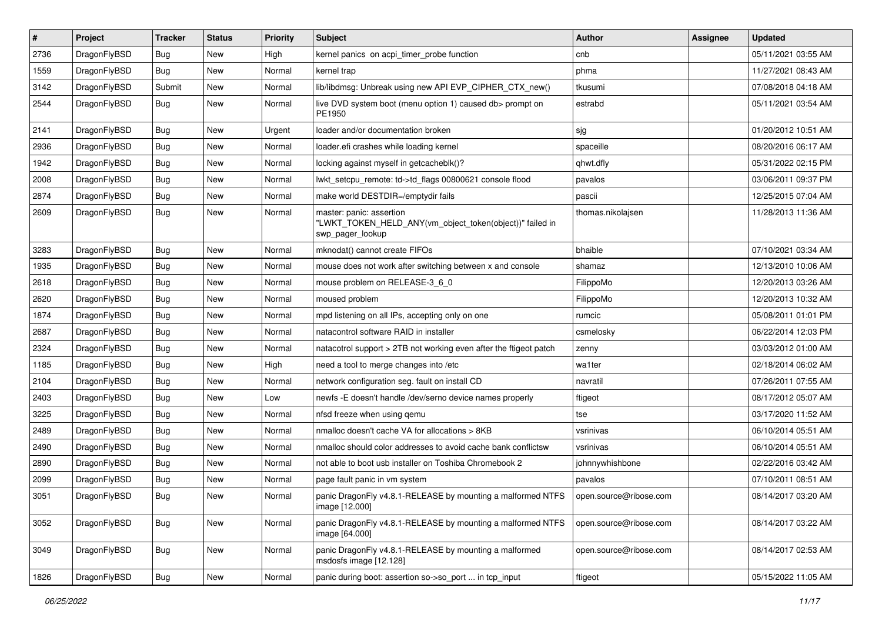| # | Project | Tracker | Status | Priority | Subject | Author | Assignee | Updated |
|---|---|---|---|---|---|---|---|---|
| 2736 | DragonFlyBSD | Bug | New | High | kernel panics on acpi_timer_probe function | cnb | | 05/11/2021 03:55 AM |
| 1559 | DragonFlyBSD | Bug | New | Normal | kernel trap | phma | | 11/27/2021 08:43 AM |
| 3142 | DragonFlyBSD | Submit | New | Normal | lib/libdmsg: Unbreak using new API EVP_CIPHER_CTX_new() | tkusumi | | 07/08/2018 04:18 AM |
| 2544 | DragonFlyBSD | Bug | New | Normal | live DVD system boot (menu option 1) caused db> prompt on PE1950 | estrabd | | 05/11/2021 03:54 AM |
| 2141 | DragonFlyBSD | Bug | New | Urgent | loader and/or documentation broken | sjg | | 01/20/2012 10:51 AM |
| 2936 | DragonFlyBSD | Bug | New | Normal | loader.efi crashes while loading kernel | spaceille | | 08/20/2016 06:17 AM |
| 1942 | DragonFlyBSD | Bug | New | Normal | locking against myself in getcacheblk()? | qhwt.dfly | | 05/31/2022 02:15 PM |
| 2008 | DragonFlyBSD | Bug | New | Normal | lwkt_setcpu_remote: td->td_flags 00800621 console flood | pavalos | | 03/06/2011 09:37 PM |
| 2874 | DragonFlyBSD | Bug | New | Normal | make world DESTDIR=/emptydir fails | pascii | | 12/25/2015 07:04 AM |
| 2609 | DragonFlyBSD | Bug | New | Normal | master: panic: assertion "LWKT_TOKEN_HELD_ANY(vm_object_token(object))" failed in swp_pager_lookup | thomas.nikolajsen | | 11/28/2013 11:36 AM |
| 3283 | DragonFlyBSD | Bug | New | Normal | mknodat() cannot create FIFOs | bhaible | | 07/10/2021 03:34 AM |
| 1935 | DragonFlyBSD | Bug | New | Normal | mouse does not work after switching between x and console | shamaz | | 12/13/2010 10:06 AM |
| 2618 | DragonFlyBSD | Bug | New | Normal | mouse problem on RELEASE-3_6_0 | FilippoMo | | 12/20/2013 03:26 AM |
| 2620 | DragonFlyBSD | Bug | New | Normal | moused problem | FilippoMo | | 12/20/2013 10:32 AM |
| 1874 | DragonFlyBSD | Bug | New | Normal | mpd listening on all IPs, accepting only on one | rumcic | | 05/08/2011 01:01 PM |
| 2687 | DragonFlyBSD | Bug | New | Normal | natacontrol software RAID in installer | csmelosky | | 06/22/2014 12:03 PM |
| 2324 | DragonFlyBSD | Bug | New | Normal | natacotrol support > 2TB not working even after the ftigeot patch | zenny | | 03/03/2012 01:00 AM |
| 1185 | DragonFlyBSD | Bug | New | High | need a tool to merge changes into /etc | wa1ter | | 02/18/2014 06:02 AM |
| 2104 | DragonFlyBSD | Bug | New | Normal | network configuration seg. fault on install CD | navratil | | 07/26/2011 07:55 AM |
| 2403 | DragonFlyBSD | Bug | New | Low | newfs -E doesn't handle /dev/serno device names properly | ftigeot | | 08/17/2012 05:07 AM |
| 3225 | DragonFlyBSD | Bug | New | Normal | nfsd freeze when using qemu | tse | | 03/17/2020 11:52 AM |
| 2489 | DragonFlyBSD | Bug | New | Normal | nmalloc doesn't cache VA for allocations > 8KB | vsrinivas | | 06/10/2014 05:51 AM |
| 2490 | DragonFlyBSD | Bug | New | Normal | nmalloc should color addresses to avoid cache bank conflictsw | vsrinivas | | 06/10/2014 05:51 AM |
| 2890 | DragonFlyBSD | Bug | New | Normal | not able to boot usb installer on Toshiba Chromebook 2 | johnnywhishbone | | 02/22/2016 03:42 AM |
| 2099 | DragonFlyBSD | Bug | New | Normal | page fault panic in vm system | pavalos | | 07/10/2011 08:51 AM |
| 3051 | DragonFlyBSD | Bug | New | Normal | panic DragonFly v4.8.1-RELEASE by mounting a malformed NTFS image [12.000] | open.source@ribose.com | | 08/14/2017 03:20 AM |
| 3052 | DragonFlyBSD | Bug | New | Normal | panic DragonFly v4.8.1-RELEASE by mounting a malformed NTFS image [64.000] | open.source@ribose.com | | 08/14/2017 03:22 AM |
| 3049 | DragonFlyBSD | Bug | New | Normal | panic DragonFly v4.8.1-RELEASE by mounting a malformed msdosfs image [12.128] | open.source@ribose.com | | 08/14/2017 02:53 AM |
| 1826 | DragonFlyBSD | Bug | New | Normal | panic during boot: assertion so->so_port ... in tcp_input | ftigeot | | 05/15/2022 11:05 AM |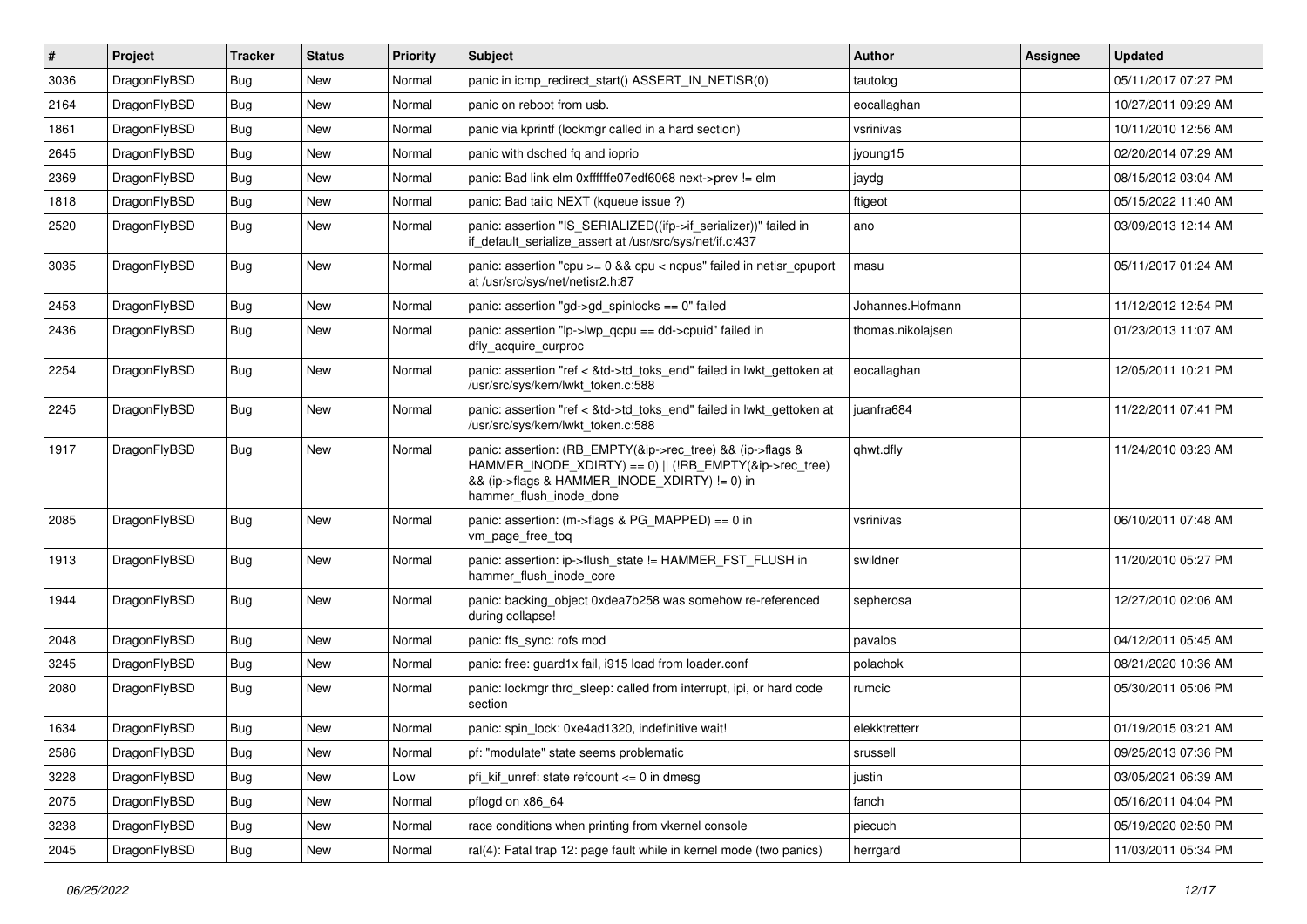| # | Project | Tracker | Status | Priority | Subject | Author | Assignee | Updated |
|---|---|---|---|---|---|---|---|---|
| 3036 | DragonFlyBSD | Bug | New | Normal | panic in icmp_redirect_start() ASSERT_IN_NETISR(0) | tautolog | | 05/11/2017 07:27 PM |
| 2164 | DragonFlyBSD | Bug | New | Normal | panic on reboot from usb. | eocallaghan | | 10/27/2011 09:29 AM |
| 1861 | DragonFlyBSD | Bug | New | Normal | panic via kprintf (lockmgr called in a hard section) | vsrinivas | | 10/11/2010 12:56 AM |
| 2645 | DragonFlyBSD | Bug | New | Normal | panic with dsched fq and ioprio | jyoung15 | | 02/20/2014 07:29 AM |
| 2369 | DragonFlyBSD | Bug | New | Normal | panic: Bad link elm 0xffffffe07edf6068 next->prev != elm | jaydg | | 08/15/2012 03:04 AM |
| 1818 | DragonFlyBSD | Bug | New | Normal | panic: Bad tailq NEXT (kqueue issue ?) | ftigeot | | 05/15/2022 11:40 AM |
| 2520 | DragonFlyBSD | Bug | New | Normal | panic: assertion "IS_SERIALIZED((ifp->if_serializer))" failed in if_default_serialize_assert at /usr/src/sys/net/if.c:437 | ano | | 03/09/2013 12:14 AM |
| 3035 | DragonFlyBSD | Bug | New | Normal | panic: assertion "cpu >= 0 && cpu < ncpus" failed in netisr_cpuport at /usr/src/sys/net/netisr2.h:87 | masu | | 05/11/2017 01:24 AM |
| 2453 | DragonFlyBSD | Bug | New | Normal | panic: assertion "gd->gd_spinlocks == 0" failed | Johannes.Hofmann | | 11/12/2012 12:54 PM |
| 2436 | DragonFlyBSD | Bug | New | Normal | panic: assertion "lp->lwp_qcpu == dd->cpuid" failed in dfly_acquire_curproc | thomas.nikolajsen | | 01/23/2013 11:07 AM |
| 2254 | DragonFlyBSD | Bug | New | Normal | panic: assertion "ref < &td->td_toks_end" failed in lwkt_gettoken at /usr/src/sys/kern/lwkt_token.c:588 | eocallaghan | | 12/05/2011 10:21 PM |
| 2245 | DragonFlyBSD | Bug | New | Normal | panic: assertion "ref < &td->td_toks_end" failed in lwkt_gettoken at /usr/src/sys/kern/lwkt_token.c:588 | juanfra684 | | 11/22/2011 07:41 PM |
| 1917 | DragonFlyBSD | Bug | New | Normal | panic: assertion: (RB_EMPTY(&ip->rec_tree) && (ip->flags & HAMMER_INODE_XDIRTY) == 0) \|\| (!RB_EMPTY(&ip->rec_tree) && (ip->flags & HAMMER_INODE_XDIRTY) != 0) in hammer_flush_inode_done | qhwt.dfly | | 11/24/2010 03:23 AM |
| 2085 | DragonFlyBSD | Bug | New | Normal | panic: assertion: (m->flags & PG_MAPPED) == 0 in vm_page_free_toq | vsrinivas | | 06/10/2011 07:48 AM |
| 1913 | DragonFlyBSD | Bug | New | Normal | panic: assertion: ip->flush_state != HAMMER_FST_FLUSH in hammer_flush_inode_core | swildner | | 11/20/2010 05:27 PM |
| 1944 | DragonFlyBSD | Bug | New | Normal | panic: backing_object 0xdea7b258 was somehow re-referenced during collapse! | sepherosa | | 12/27/2010 02:06 AM |
| 2048 | DragonFlyBSD | Bug | New | Normal | panic: ffs_sync: rofs mod | pavalos | | 04/12/2011 05:45 AM |
| 3245 | DragonFlyBSD | Bug | New | Normal | panic: free: guard1x fail, i915 load from loader.conf | polachok | | 08/21/2020 10:36 AM |
| 2080 | DragonFlyBSD | Bug | New | Normal | panic: lockmgr thrd_sleep: called from interrupt, ipi, or hard code section | rumcic | | 05/30/2011 05:06 PM |
| 1634 | DragonFlyBSD | Bug | New | Normal | panic: spin_lock: 0xe4ad1320, indefinitive wait! | elekktretterr | | 01/19/2015 03:21 AM |
| 2586 | DragonFlyBSD | Bug | New | Normal | pf: "modulate" state seems problematic | srussell | | 09/25/2013 07:36 PM |
| 3228 | DragonFlyBSD | Bug | New | Low | pfi_kif_unref: state refcount <= 0 in dmesg | justin | | 03/05/2021 06:39 AM |
| 2075 | DragonFlyBSD | Bug | New | Normal | pflogd on x86_64 | fanch | | 05/16/2011 04:04 PM |
| 3238 | DragonFlyBSD | Bug | New | Normal | race conditions when printing from vkernel console | piecuch | | 05/19/2020 02:50 PM |
| 2045 | DragonFlyBSD | Bug | New | Normal | ral(4): Fatal trap 12: page fault while in kernel mode (two panics) | herrgard | | 11/03/2011 05:34 PM |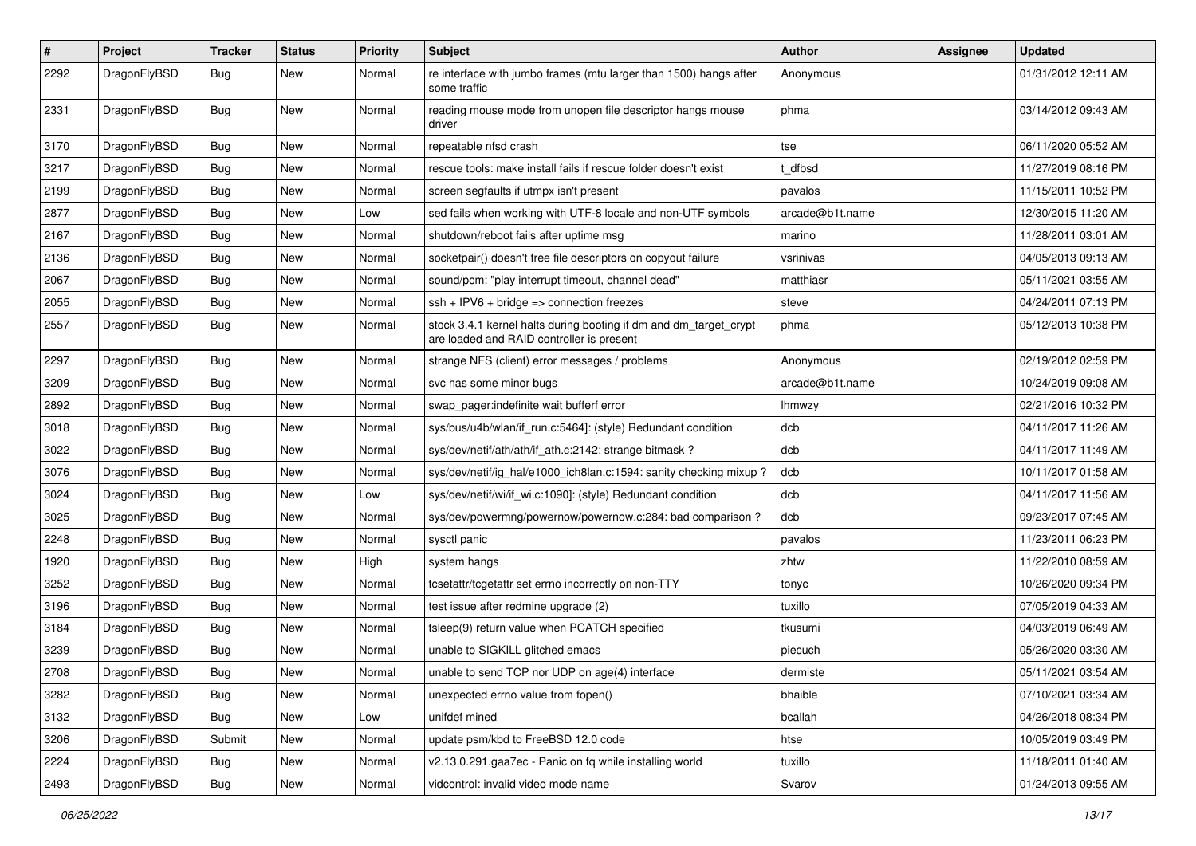| # | Project | Tracker | Status | Priority | Subject | Author | Assignee | Updated |
|---|---|---|---|---|---|---|---|---|
| 2292 | DragonFlyBSD | Bug | New | Normal | re interface with jumbo frames (mtu larger than 1500) hangs after some traffic | Anonymous | | 01/31/2012 12:11 AM |
| 2331 | DragonFlyBSD | Bug | New | Normal | reading mouse mode from unopen file descriptor hangs mouse driver | phma | | 03/14/2012 09:43 AM |
| 3170 | DragonFlyBSD | Bug | New | Normal | repeatable nfsd crash | tse | | 06/11/2020 05:52 AM |
| 3217 | DragonFlyBSD | Bug | New | Normal | rescue tools: make install fails if rescue folder doesn't exist | t_dfbsd | | 11/27/2019 08:16 PM |
| 2199 | DragonFlyBSD | Bug | New | Normal | screen segfaults if utmpx isn't present | pavalos | | 11/15/2011 10:52 PM |
| 2877 | DragonFlyBSD | Bug | New | Low | sed fails when working with UTF-8 locale and non-UTF symbols | arcade@b1t.name | | 12/30/2015 11:20 AM |
| 2167 | DragonFlyBSD | Bug | New | Normal | shutdown/reboot fails after uptime msg | marino | | 11/28/2011 03:01 AM |
| 2136 | DragonFlyBSD | Bug | New | Normal | socketpair() doesn't free file descriptors on copyout failure | vsrinivas | | 04/05/2013 09:13 AM |
| 2067 | DragonFlyBSD | Bug | New | Normal | sound/pcm: "play interrupt timeout, channel dead" | matthiasr | | 05/11/2021 03:55 AM |
| 2055 | DragonFlyBSD | Bug | New | Normal | ssh + IPV6 + bridge => connection freezes | steve | | 04/24/2011 07:13 PM |
| 2557 | DragonFlyBSD | Bug | New | Normal | stock 3.4.1 kernel halts during booting if dm and dm_target_crypt are loaded and RAID controller is present | phma | | 05/12/2013 10:38 PM |
| 2297 | DragonFlyBSD | Bug | New | Normal | strange NFS (client) error messages / problems | Anonymous | | 02/19/2012 02:59 PM |
| 3209 | DragonFlyBSD | Bug | New | Normal | svc has some minor bugs | arcade@b1t.name | | 10/24/2019 09:08 AM |
| 2892 | DragonFlyBSD | Bug | New | Normal | swap_pager:indefinite wait bufferf error | lhmwzy | | 02/21/2016 10:32 PM |
| 3018 | DragonFlyBSD | Bug | New | Normal | sys/bus/u4b/wlan/if_run.c:5464]: (style) Redundant condition | dcb | | 04/11/2017 11:26 AM |
| 3022 | DragonFlyBSD | Bug | New | Normal | sys/dev/netif/ath/ath/if_ath.c:2142: strange bitmask ? | dcb | | 04/11/2017 11:49 AM |
| 3076 | DragonFlyBSD | Bug | New | Normal | sys/dev/netif/ig_hal/e1000_ich8lan.c:1594: sanity checking mixup ? | dcb | | 10/11/2017 01:58 AM |
| 3024 | DragonFlyBSD | Bug | New | Low | sys/dev/netif/wi/if_wi.c:1090]: (style) Redundant condition | dcb | | 04/11/2017 11:56 AM |
| 3025 | DragonFlyBSD | Bug | New | Normal | sys/dev/powermng/powernow/powernow.c:284: bad comparison ? | dcb | | 09/23/2017 07:45 AM |
| 2248 | DragonFlyBSD | Bug | New | Normal | sysctl panic | pavalos | | 11/23/2011 06:23 PM |
| 1920 | DragonFlyBSD | Bug | New | High | system hangs | zhtw | | 11/22/2010 08:59 AM |
| 3252 | DragonFlyBSD | Bug | New | Normal | tcsetattr/tcgetattr set errno incorrectly on non-TTY | tonyc | | 10/26/2020 09:34 PM |
| 3196 | DragonFlyBSD | Bug | New | Normal | test issue after redmine upgrade (2) | tuxillo | | 07/05/2019 04:33 AM |
| 3184 | DragonFlyBSD | Bug | New | Normal | tsleep(9) return value when PCATCH specified | tkusumi | | 04/03/2019 06:49 AM |
| 3239 | DragonFlyBSD | Bug | New | Normal | unable to SIGKILL glitched emacs | piecuch | | 05/26/2020 03:30 AM |
| 2708 | DragonFlyBSD | Bug | New | Normal | unable to send TCP nor UDP on age(4) interface | dermiste | | 05/11/2021 03:54 AM |
| 3282 | DragonFlyBSD | Bug | New | Normal | unexpected errno value from fopen() | bhaible | | 07/10/2021 03:34 AM |
| 3132 | DragonFlyBSD | Bug | New | Low | unifdef mined | bcallah | | 04/26/2018 08:34 PM |
| 3206 | DragonFlyBSD | Submit | New | Normal | update psm/kbd to FreeBSD 12.0 code | htse | | 10/05/2019 03:49 PM |
| 2224 | DragonFlyBSD | Bug | New | Normal | v2.13.0.291.gaa7ec - Panic on fq while installing world | tuxillo | | 11/18/2011 01:40 AM |
| 2493 | DragonFlyBSD | Bug | New | Normal | vidcontrol: invalid video mode name | Svarov | | 01/24/2013 09:55 AM |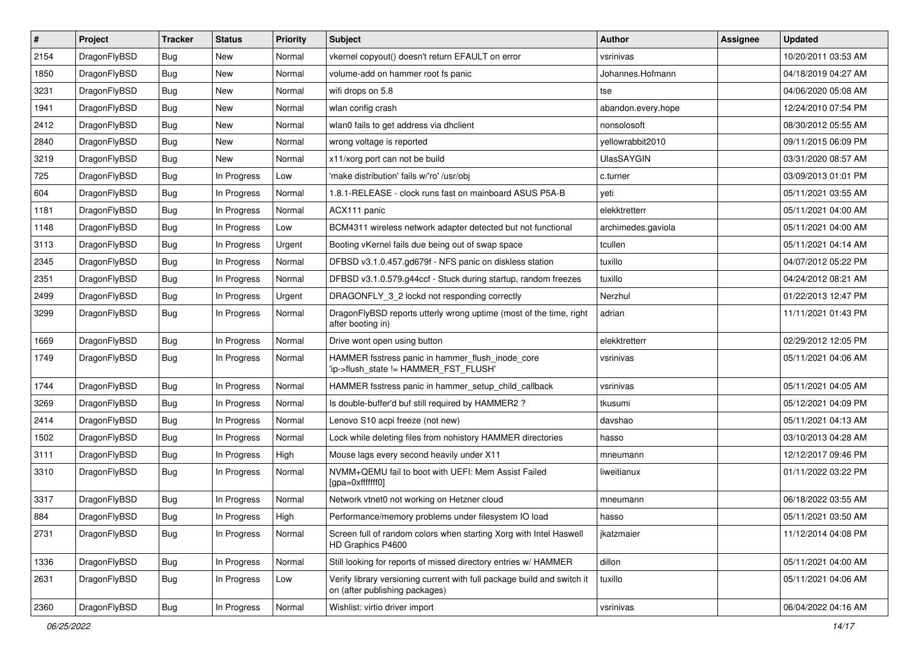| # | Project | Tracker | Status | Priority | Subject | Author | Assignee | Updated |
|---|---|---|---|---|---|---|---|---|
| 2154 | DragonFlyBSD | Bug | New | Normal | vkernel copyout() doesn't return EFAULT on error | vsrinivas | | 10/20/2011 03:53 AM |
| 1850 | DragonFlyBSD | Bug | New | Normal | volume-add on hammer root fs panic | Johannes.Hofmann | | 04/18/2019 04:27 AM |
| 3231 | DragonFlyBSD | Bug | New | Normal | wifi drops on 5.8 | tse | | 04/06/2020 05:08 AM |
| 1941 | DragonFlyBSD | Bug | New | Normal | wlan config crash | abandon.every.hope | | 12/24/2010 07:54 PM |
| 2412 | DragonFlyBSD | Bug | New | Normal | wlan0 fails to get address via dhclient | nonsolosoft | | 08/30/2012 05:55 AM |
| 2840 | DragonFlyBSD | Bug | New | Normal | wrong voltage is reported | yellowrabbit2010 | | 09/11/2015 06:09 PM |
| 3219 | DragonFlyBSD | Bug | New | Normal | x11/xorg port can not be build | UlasSAYGIN | | 03/31/2020 08:57 AM |
| 725 | DragonFlyBSD | Bug | In Progress | Low | 'make distribution' fails w/'ro' /usr/obj | c.turner | | 03/09/2013 01:01 PM |
| 604 | DragonFlyBSD | Bug | In Progress | Normal | 1.8.1-RELEASE - clock runs fast on mainboard ASUS P5A-B | yeti | | 05/11/2021 03:55 AM |
| 1181 | DragonFlyBSD | Bug | In Progress | Normal | ACX111 panic | elekktretterr | | 05/11/2021 04:00 AM |
| 1148 | DragonFlyBSD | Bug | In Progress | Low | BCM4311 wireless network adapter detected but not functional | archimedes.gaviola | | 05/11/2021 04:00 AM |
| 3113 | DragonFlyBSD | Bug | In Progress | Urgent | Booting vKernel fails due being out of swap space | tcullen | | 05/11/2021 04:14 AM |
| 2345 | DragonFlyBSD | Bug | In Progress | Normal | DFBSD v3.1.0.457.gd679f - NFS panic on diskless station | tuxillo | | 04/07/2012 05:22 PM |
| 2351 | DragonFlyBSD | Bug | In Progress | Normal | DFBSD v3.1.0.579.g44ccf - Stuck during startup, random freezes | tuxillo | | 04/24/2012 08:21 AM |
| 2499 | DragonFlyBSD | Bug | In Progress | Urgent | DRAGONFLY_3_2 lockd not responding correctly | Nerzhul | | 01/22/2013 12:47 PM |
| 3299 | DragonFlyBSD | Bug | In Progress | Normal | DragonFlyBSD reports utterly wrong uptime (most of the time, right after booting in) | adrian | | 11/11/2021 01:43 PM |
| 1669 | DragonFlyBSD | Bug | In Progress | Normal | Drive wont open using button | elekktretterr | | 02/29/2012 12:05 PM |
| 1749 | DragonFlyBSD | Bug | In Progress | Normal | HAMMER fsstress panic in hammer_flush_inode_core 'ip->flush_state != HAMMER_FST_FLUSH' | vsrinivas | | 05/11/2021 04:06 AM |
| 1744 | DragonFlyBSD | Bug | In Progress | Normal | HAMMER fsstress panic in hammer_setup_child_callback | vsrinivas | | 05/11/2021 04:05 AM |
| 3269 | DragonFlyBSD | Bug | In Progress | Normal | Is double-buffer'd buf still required by HAMMER2 ? | tkusumi | | 05/12/2021 04:09 PM |
| 2414 | DragonFlyBSD | Bug | In Progress | Normal | Lenovo S10 acpi freeze (not new) | davshao | | 05/11/2021 04:13 AM |
| 1502 | DragonFlyBSD | Bug | In Progress | Normal | Lock while deleting files from nohistory HAMMER directories | hasso | | 03/10/2013 04:28 AM |
| 3111 | DragonFlyBSD | Bug | In Progress | High | Mouse lags every second heavily under X11 | mneumann | | 12/12/2017 09:46 PM |
| 3310 | DragonFlyBSD | Bug | In Progress | Normal | NVMM+QEMU fail to boot with UEFI: Mem Assist Failed [gpa=0xfffffff0] | liweitianux | | 01/11/2022 03:22 PM |
| 3317 | DragonFlyBSD | Bug | In Progress | Normal | Network vtnet0 not working on Hetzner cloud | mneumann | | 06/18/2022 03:55 AM |
| 884 | DragonFlyBSD | Bug | In Progress | High | Performance/memory problems under filesystem IO load | hasso | | 05/11/2021 03:50 AM |
| 2731 | DragonFlyBSD | Bug | In Progress | Normal | Screen full of random colors when starting Xorg with Intel Haswell HD Graphics P4600 | jkatzmaier | | 11/12/2014 04:08 PM |
| 1336 | DragonFlyBSD | Bug | In Progress | Normal | Still looking for reports of missed directory entries w/ HAMMER | dillon | | 05/11/2021 04:00 AM |
| 2631 | DragonFlyBSD | Bug | In Progress | Low | Verify library versioning current with full package build and switch it on (after publishing packages) | tuxillo | | 05/11/2021 04:06 AM |
| 2360 | DragonFlyBSD | Bug | In Progress | Normal | Wishlist: virtio driver import | vsrinivas | | 06/04/2022 04:16 AM |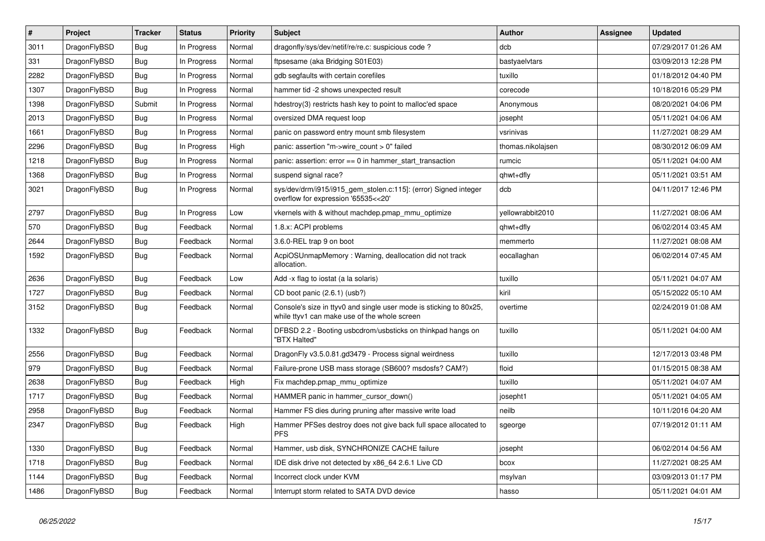| # | Project | Tracker | Status | Priority | Subject | Author | Assignee | Updated |
|---|---|---|---|---|---|---|---|---|
| 3011 | DragonFlyBSD | Bug | In Progress | Normal | dragonfly/sys/dev/netif/re/re.c: suspicious code ? | dcb | | 07/29/2017 01:26 AM |
| 331 | DragonFlyBSD | Bug | In Progress | Normal | ftpsesame (aka Bridging S01E03) | bastyaelvtars | | 03/09/2013 12:28 PM |
| 2282 | DragonFlyBSD | Bug | In Progress | Normal | gdb segfaults with certain corefiles | tuxillo | | 01/18/2012 04:40 PM |
| 1307 | DragonFlyBSD | Bug | In Progress | Normal | hammer tid -2 shows unexpected result | corecode | | 10/18/2016 05:29 PM |
| 1398 | DragonFlyBSD | Submit | In Progress | Normal | hdestroy(3) restricts hash key to point to malloc'ed space | Anonymous | | 08/20/2021 04:06 PM |
| 2013 | DragonFlyBSD | Bug | In Progress | Normal | oversized DMA request loop | josepht | | 05/11/2021 04:06 AM |
| 1661 | DragonFlyBSD | Bug | In Progress | Normal | panic on password entry mount smb filesystem | vsrinivas | | 11/27/2021 08:29 AM |
| 2296 | DragonFlyBSD | Bug | In Progress | High | panic: assertion "m->wire_count > 0" failed | thomas.nikolajsen | | 08/30/2012 06:09 AM |
| 1218 | DragonFlyBSD | Bug | In Progress | Normal | panic: assertion: error == 0 in hammer_start_transaction | rumcic | | 05/11/2021 04:00 AM |
| 1368 | DragonFlyBSD | Bug | In Progress | Normal | suspend signal race? | qhwt+dfly | | 05/11/2021 03:51 AM |
| 3021 | DragonFlyBSD | Bug | In Progress | Normal | sys/dev/drm/i915/i915_gem_stolen.c:115]: (error) Signed integer overflow for expression '65535<<20' | dcb | | 04/11/2017 12:46 PM |
| 2797 | DragonFlyBSD | Bug | In Progress | Low | vkernels with & without machdep.pmap_mmu_optimize | yellowrabbit2010 | | 11/27/2021 08:06 AM |
| 570 | DragonFlyBSD | Bug | Feedback | Normal | 1.8.x: ACPI problems | qhwt+dfly | | 06/02/2014 03:45 AM |
| 2644 | DragonFlyBSD | Bug | Feedback | Normal | 3.6.0-REL trap 9 on boot | memmerto | | 11/27/2021 08:08 AM |
| 1592 | DragonFlyBSD | Bug | Feedback | Normal | AcpiOSUnmapMemory : Warning, deallocation did not track allocation. | eocallaghan | | 06/02/2014 07:45 AM |
| 2636 | DragonFlyBSD | Bug | Feedback | Low | Add -x flag to iostat (a la solaris) | tuxillo | | 05/11/2021 04:07 AM |
| 1727 | DragonFlyBSD | Bug | Feedback | Normal | CD boot panic (2.6.1) (usb?) | kiril | | 05/15/2022 05:10 AM |
| 3152 | DragonFlyBSD | Bug | Feedback | Normal | Console's size in ttyv0 and single user mode is sticking to 80x25, while ttyv1 can make use of the whole screen | overtime | | 02/24/2019 01:08 AM |
| 1332 | DragonFlyBSD | Bug | Feedback | Normal | DFBSD 2.2 - Booting usbcdrom/usbsticks on thinkpad hangs on "BTX Halted" | tuxillo | | 05/11/2021 04:00 AM |
| 2556 | DragonFlyBSD | Bug | Feedback | Normal | DragonFly v3.5.0.81.gd3479 - Process signal weirdness | tuxillo | | 12/17/2013 03:48 PM |
| 979 | DragonFlyBSD | Bug | Feedback | Normal | Failure-prone USB mass storage (SB600? msdosfs? CAM?) | floid | | 01/15/2015 08:38 AM |
| 2638 | DragonFlyBSD | Bug | Feedback | High | Fix machdep.pmap_mmu_optimize | tuxillo | | 05/11/2021 04:07 AM |
| 1717 | DragonFlyBSD | Bug | Feedback | Normal | HAMMER panic in hammer_cursor_down() | josepht1 | | 05/11/2021 04:05 AM |
| 2958 | DragonFlyBSD | Bug | Feedback | Normal | Hammer FS dies during pruning after massive write load | neilb | | 10/11/2016 04:20 AM |
| 2347 | DragonFlyBSD | Bug | Feedback | High | Hammer PFSes destroy does not give back full space allocated to PFS | sgeorge | | 07/19/2012 01:11 AM |
| 1330 | DragonFlyBSD | Bug | Feedback | Normal | Hammer, usb disk, SYNCHRONIZE CACHE failure | josepht | | 06/02/2014 04:56 AM |
| 1718 | DragonFlyBSD | Bug | Feedback | Normal | IDE disk drive not detected by x86_64 2.6.1 Live CD | bcox | | 11/27/2021 08:25 AM |
| 1144 | DragonFlyBSD | Bug | Feedback | Normal | Incorrect clock under KVM | msylvan | | 03/09/2013 01:17 PM |
| 1486 | DragonFlyBSD | Bug | Feedback | Normal | Interrupt storm related to SATA DVD device | hasso | | 05/11/2021 04:01 AM |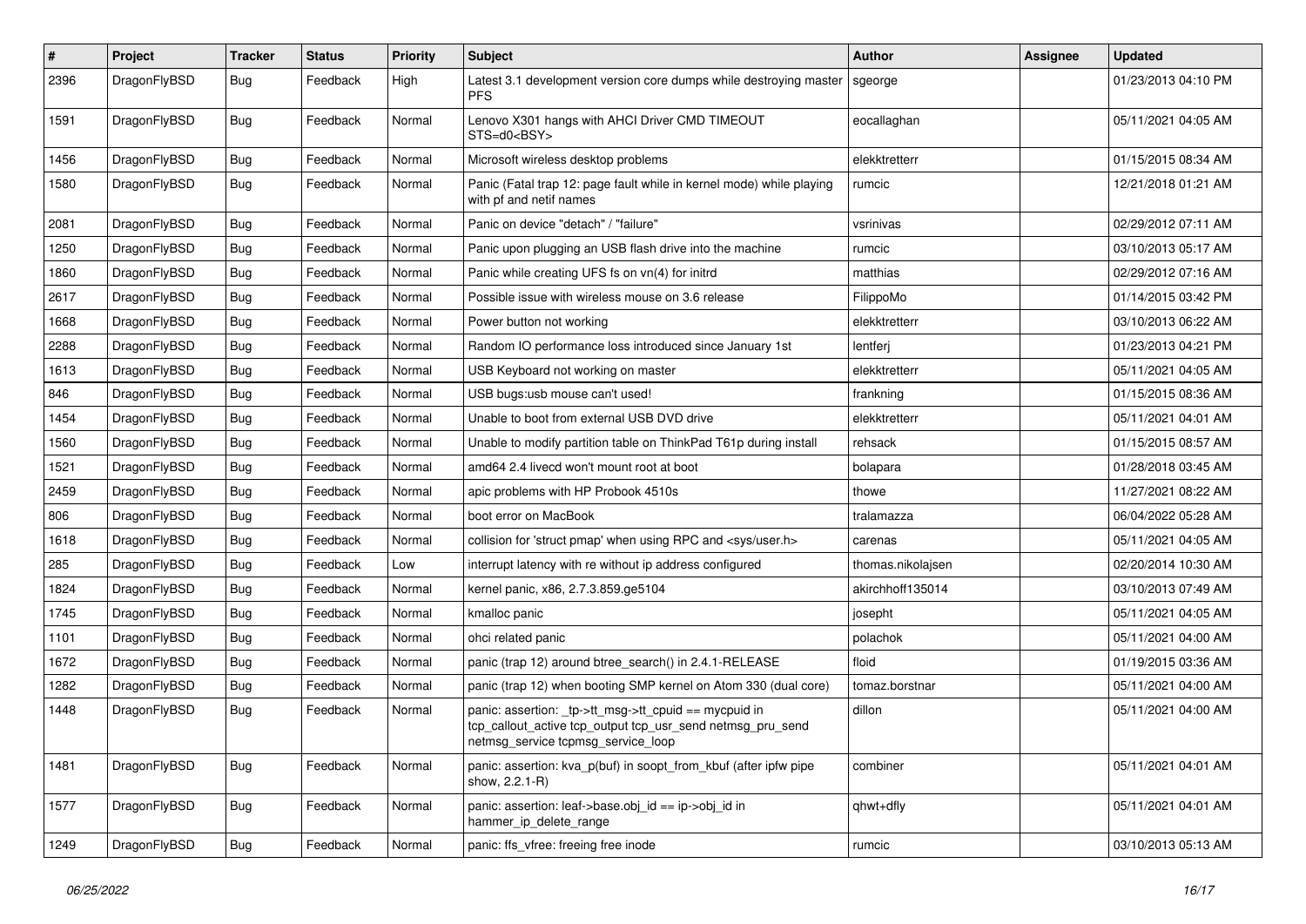| # | Project | Tracker | Status | Priority | Subject | Author | Assignee | Updated |
|---|---|---|---|---|---|---|---|---|
| 2396 | DragonFlyBSD | Bug | Feedback | High | Latest 3.1 development version core dumps while destroying master PFS | sgeorge | | 01/23/2013 04:10 PM |
| 1591 | DragonFlyBSD | Bug | Feedback | Normal | Lenovo X301 hangs with AHCI Driver CMD TIMEOUT STS=d0<BSY> | eocallaghan | | 05/11/2021 04:05 AM |
| 1456 | DragonFlyBSD | Bug | Feedback | Normal | Microsoft wireless desktop problems | elekktretterr | | 01/15/2015 08:34 AM |
| 1580 | DragonFlyBSD | Bug | Feedback | Normal | Panic (Fatal trap 12: page fault while in kernel mode) while playing with pf and netif names | rumcic | | 12/21/2018 01:21 AM |
| 2081 | DragonFlyBSD | Bug | Feedback | Normal | Panic on device "detach" / "failure" | vsrinivas | | 02/29/2012 07:11 AM |
| 1250 | DragonFlyBSD | Bug | Feedback | Normal | Panic upon plugging an USB flash drive into the machine | rumcic | | 03/10/2013 05:17 AM |
| 1860 | DragonFlyBSD | Bug | Feedback | Normal | Panic while creating UFS fs on vn(4) for initrd | matthias | | 02/29/2012 07:16 AM |
| 2617 | DragonFlyBSD | Bug | Feedback | Normal | Possible issue with wireless mouse on 3.6 release | FilippoMo | | 01/14/2015 03:42 PM |
| 1668 | DragonFlyBSD | Bug | Feedback | Normal | Power button not working | elekktretterr | | 03/10/2013 06:22 AM |
| 2288 | DragonFlyBSD | Bug | Feedback | Normal | Random IO performance loss introduced since January 1st | lentferj | | 01/23/2013 04:21 PM |
| 1613 | DragonFlyBSD | Bug | Feedback | Normal | USB Keyboard not working on master | elekktretterr | | 05/11/2021 04:05 AM |
| 846 | DragonFlyBSD | Bug | Feedback | Normal | USB bugs:usb mouse can't used! | frankning | | 01/15/2015 08:36 AM |
| 1454 | DragonFlyBSD | Bug | Feedback | Normal | Unable to boot from external USB DVD drive | elekktretterr | | 05/11/2021 04:01 AM |
| 1560 | DragonFlyBSD | Bug | Feedback | Normal | Unable to modify partition table on ThinkPad T61p during install | rehsack | | 01/15/2015 08:57 AM |
| 1521 | DragonFlyBSD | Bug | Feedback | Normal | amd64 2.4 livecd won't mount root at boot | bolapara | | 01/28/2018 03:45 AM |
| 2459 | DragonFlyBSD | Bug | Feedback | Normal | apic problems with HP Probook 4510s | thowe | | 11/27/2021 08:22 AM |
| 806 | DragonFlyBSD | Bug | Feedback | Normal | boot error on MacBook | tralamazza | | 06/04/2022 05:28 AM |
| 1618 | DragonFlyBSD | Bug | Feedback | Normal | collision for 'struct pmap' when using RPC and <sys/user.h> | carenas | | 05/11/2021 04:05 AM |
| 285 | DragonFlyBSD | Bug | Feedback | Low | interrupt latency with re without ip address configured | thomas.nikolajsen | | 02/20/2014 10:30 AM |
| 1824 | DragonFlyBSD | Bug | Feedback | Normal | kernel panic, x86, 2.7.3.859.ge5104 | akirchhoff135014 | | 03/10/2013 07:49 AM |
| 1745 | DragonFlyBSD | Bug | Feedback | Normal | kmalloc panic | josepht | | 05/11/2021 04:05 AM |
| 1101 | DragonFlyBSD | Bug | Feedback | Normal | ohci related panic | polachok | | 05/11/2021 04:00 AM |
| 1672 | DragonFlyBSD | Bug | Feedback | Normal | panic (trap 12) around btree_search() in 2.4.1-RELEASE | floid | | 01/19/2015 03:36 AM |
| 1282 | DragonFlyBSD | Bug | Feedback | Normal | panic (trap 12) when booting SMP kernel on Atom 330 (dual core) | tomaz.borstnar | | 05/11/2021 04:00 AM |
| 1448 | DragonFlyBSD | Bug | Feedback | Normal | panic: assertion: _tp->tt_msg->tt_cpuid == mycpuid in tcp_callout_active tcp_output tcp_usr_send netmsg_pru_send netmsg_service tcpmsg_service_loop | dillon | | 05/11/2021 04:00 AM |
| 1481 | DragonFlyBSD | Bug | Feedback | Normal | panic: assertion: kva_p(buf) in soopt_from_kbuf (after ipfw pipe show, 2.2.1-R) | combiner | | 05/11/2021 04:01 AM |
| 1577 | DragonFlyBSD | Bug | Feedback | Normal | panic: assertion: leaf->base.obj_id == ip->obj_id in hammer_ip_delete_range | qhwt+dfly | | 05/11/2021 04:01 AM |
| 1249 | DragonFlyBSD | Bug | Feedback | Normal | panic: ffs_vfree: freeing free inode | rumcic | | 03/10/2013 05:13 AM |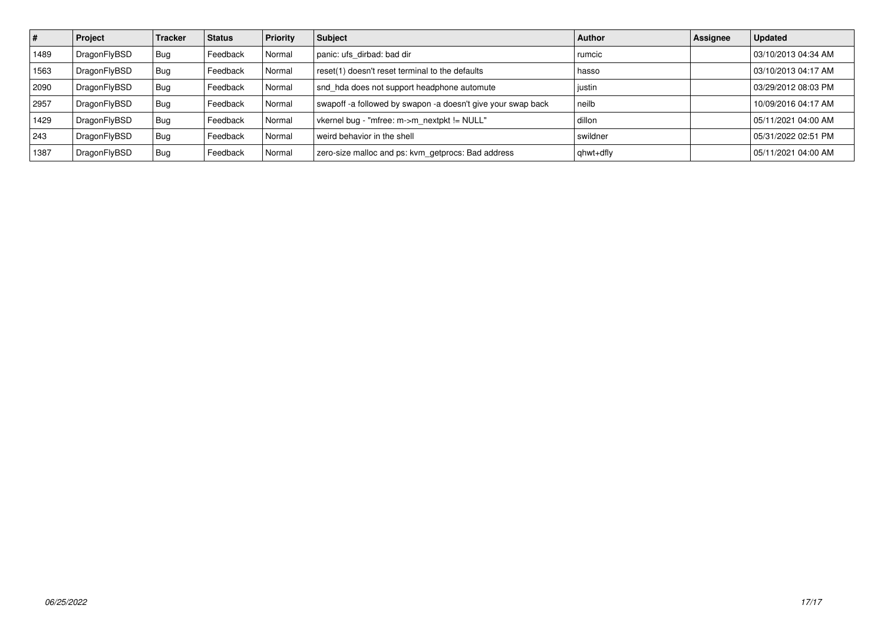| # | Project | Tracker | Status | Priority | Subject | Author | Assignee | Updated |
|---|---|---|---|---|---|---|---|---|
| 1489 | DragonFlyBSD | Bug | Feedback | Normal | panic: ufs_dirbad: bad dir | rumcic | | 03/10/2013 04:34 AM |
| 1563 | DragonFlyBSD | Bug | Feedback | Normal | reset(1) doesn't reset terminal to the defaults | hasso | | 03/10/2013 04:17 AM |
| 2090 | DragonFlyBSD | Bug | Feedback | Normal | snd_hda does not support headphone automute | justin | | 03/29/2012 08:03 PM |
| 2957 | DragonFlyBSD | Bug | Feedback | Normal | swapoff -a followed by swapon -a doesn't give your swap back | neilb | | 10/09/2016 04:17 AM |
| 1429 | DragonFlyBSD | Bug | Feedback | Normal | vkernel bug - "mfree: m->m_nextpkt != NULL" | dillon | | 05/11/2021 04:00 AM |
| 243 | DragonFlyBSD | Bug | Feedback | Normal | weird behavior in the shell | swildner | | 05/31/2022 02:51 PM |
| 1387 | DragonFlyBSD | Bug | Feedback | Normal | zero-size malloc and ps: kvm_getprocs: Bad address | qhwt+dfly | | 05/11/2021 04:00 AM |